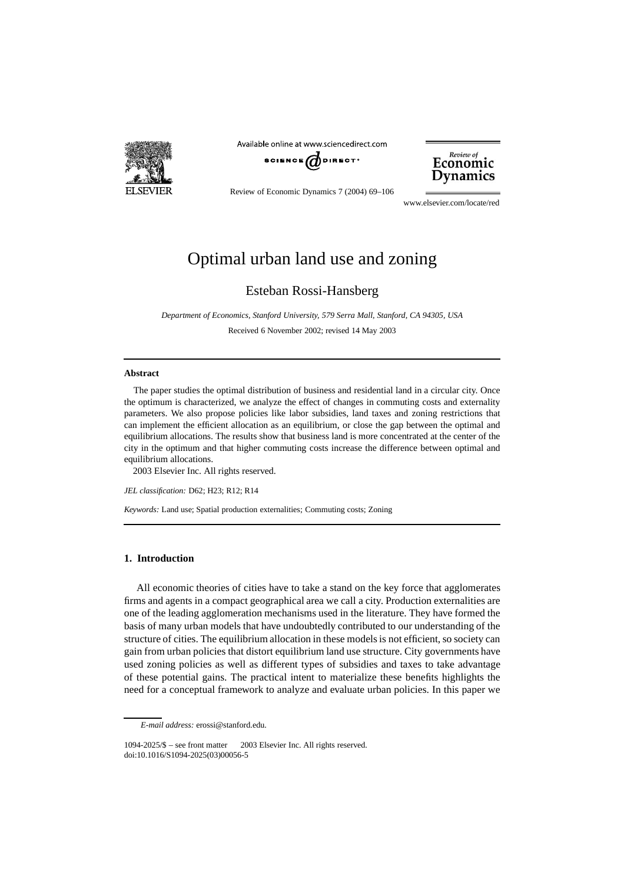Available online at www.sciencedirect.com

Review of Economic Dynamics 7 (2004) 69–106

www.elsevier.com/locate/red

# Optimal urban land use and zoning

Esteban Rossi-Hansberg

*Department of Economics, Stanford University, 579 Serra Mall, Stanford, CA 94305, USA*

Received 6 November 2002; revised 14 May 2003

## Abstract

The paper studies the optimal distribution of business and residential land in a circular city. Once the optimum is characterized, we analyze the effect of changes in commuting costs and externality parameters. We also propose policies like labor subsidies, land taxes and zoning restrictions that can implement the efficient allocation as an equilibrium, or close the gap between the optimal and equilibrium allocations. The results show that business land is more concentrated at the center of the city in the optimum and that higher commuting costs increase the difference between optimal and equilibrium allocations.

2003 Elsevier Inc. All rights reserved.

*JEL classification:* D62; H23; R12; R14

*Keywords:* Land use; Spatial production externalities; Commuting costs; Zoning

## 1. Introduction

All economic theories of cities have to take a stand on the key force that agglomerates firms and agents in a compact geographical area we call a city. Production externalities are one of the leading agglomeration mechanisms used in the literature. They have formed the basis of many urban models that have undoubtedly contributed to our understanding of the structure of cities. The equilibrium allocation in these models is not efficient, so society can gain from urban policies that distort equilibrium land use structure. City governments have used zoning policies as well as different types of subsidies and taxes to take advantage of these potential gains. The practical intent to materialize these benefits highlights the need for a conceptual framework to analyze and evaluate urban policies. In this paper we

*E-mail address:* erossi@stanford.edu.

1094-2025/$ – see front matter 2003 Elsevier Inc. All rights reserved.
doi:10.1016/S1094-2025(03)00056-5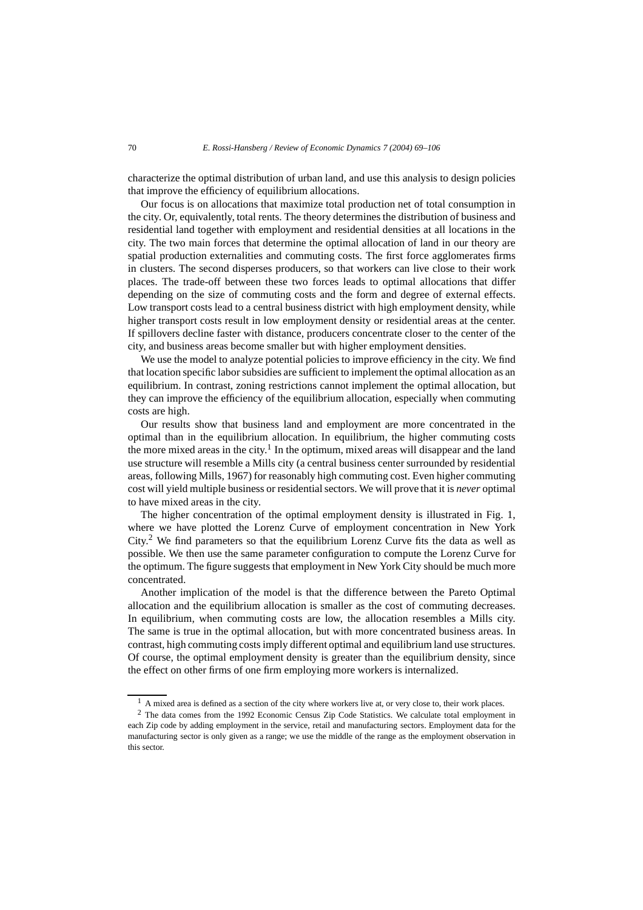characterize the optimal distribution of urban land, and use this analysis to design policies that improve the efficiency of equilibrium allocations.

Our focus is on allocations that maximize total production net of total consumption in the city. Or, equivalently, total rents. The theory determines the distribution of business and residential land together with employment and residential densities at all locations in the city. The two main forces that determine the optimal allocation of land in our theory are spatial production externalities and commuting costs. The first force agglomerates firms in clusters. The second disperses producers, so that workers can live close to their work places. The trade-off between these two forces leads to optimal allocations that differ depending on the size of commuting costs and the form and degree of external effects. Low transport costs lead to a central business district with high employment density, while higher transport costs result in low employment density or residential areas at the center. If spillovers decline faster with distance, producers concentrate closer to the center of the city, and business areas become smaller but with higher employment densities.

We use the model to analyze potential policies to improve efficiency in the city. We find that location specific labor subsidies are sufficient to implement the optimal allocation as an equilibrium. In contrast, zoning restrictions cannot implement the optimal allocation, but they can improve the efficiency of the equilibrium allocation, especially when commuting costs are high.

Our results show that business land and employment are more concentrated in the optimal than in the equilibrium allocation. In equilibrium, the higher commuting costs the more mixed areas in the city.[1] In the optimum, mixed areas will disappear and the land use structure will resemble a Mills city (a central business center surrounded by residential areas, following Mills, 1967) for reasonably high commuting cost. Even higher commuting cost will yield multiple business or residential sectors. We will prove that it is *never* optimal to have mixed areas in the city.

The higher concentration of the optimal employment density is illustrated in Fig. 1, where we have plotted the Lorenz Curve of employment concentration in New York City.[2] We find parameters so that the equilibrium Lorenz Curve fits the data as well as possible. We then use the same parameter configuration to compute the Lorenz Curve for the optimum. The figure suggests that employment in New York City should be much more concentrated.

Another implication of the model is that the difference between the Pareto Optimal allocation and the equilibrium allocation is smaller as the cost of commuting decreases. In equilibrium, when commuting costs are low, the allocation resembles a Mills city. The same is true in the optimal allocation, but with more concentrated business areas. In contrast, high commuting costs imply different optimal and equilibrium land use structures. Of course, the optimal employment density is greater than the equilibrium density, since the effect on other firms of one firm employing more workers is internalized.

[1] A mixed area is defined as a section of the city where workers live at, or very close to, their work places.

[2] The data comes from the 1992 Economic Census Zip Code Statistics. We calculate total employment in each Zip code by adding employment in the service, retail and manufacturing sectors. Employment data for the manufacturing sector is only given as a range; we use the middle of the range as the employment observation in this sector.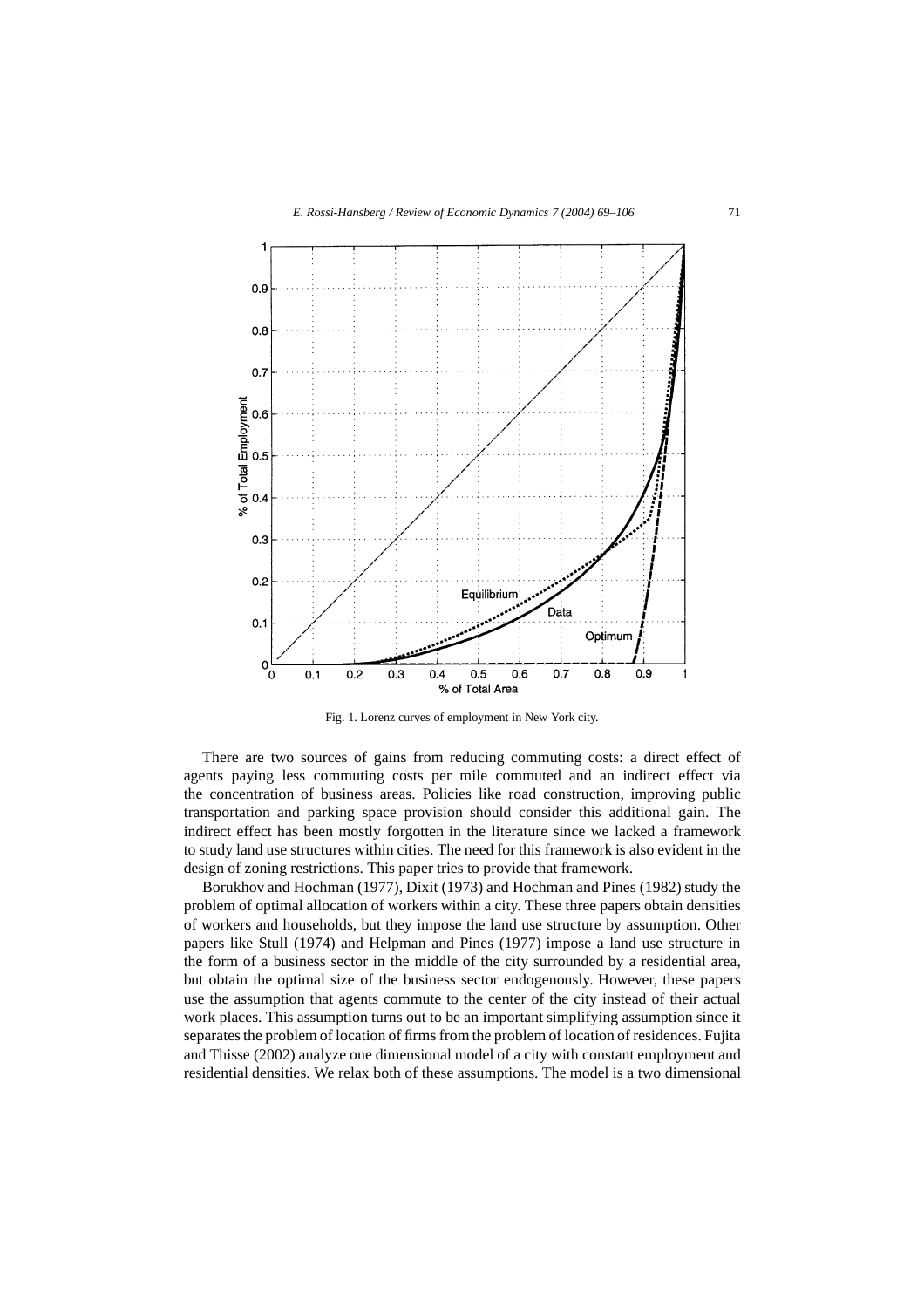1

0.9

0.8

0.7

0.6

0.5

0.4

0.3

0.2

0.1

0

% of Total Employment

0 0.1 0.2 0.3 0.4 0.5 0.6 0.7 0.8 0.9 1

% of Total Area

Equilibrium

Data

Optimum

Fig. 1. Lorenz curves of employment in New York city.

There are two sources of gains from reducing commuting costs: a direct effect of agents paying less commuting costs per mile commuted and an indirect effect via the concentration of business areas. Policies like road construction, improving public transportation and parking space provision should consider this additional gain. The indirect effect has been mostly forgotten in the literature since we lacked a framework to study land use structures within cities. The need for this framework is also evident in the design of zoning restrictions. This paper tries to provide that framework.

Borukhov and Hochman (1977), Dixit (1973) and Hochman and Pines (1982) study the problem of optimal allocation of workers within a city. These three papers obtain densities of workers and households, but they impose the land use structure by assumption. Other papers like Stull (1974) and Helpman and Pines (1977) impose a land use structure in the form of a business sector in the middle of the city surrounded by a residential area, but obtain the optimal size of the business sector endogenously. However, these papers use the assumption that agents commute to the center of the city instead of their actual work places. This assumption turns out to be an important simplifying assumption since it separates the problem of location of firms from the problem of location of residences. Fujita and Thisse (2002) analyze one dimensional model of a city with constant employment and residential densities. We relax both of these assumptions. The model is a two dimensional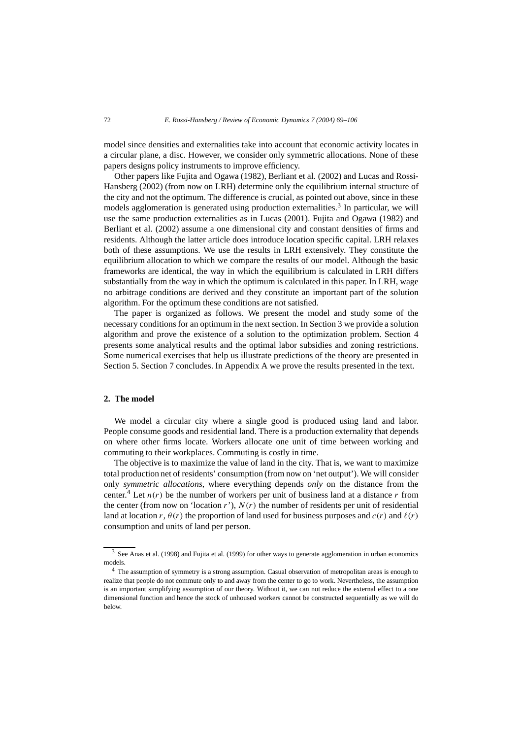model since densities and externalities take into account that economic activity locates in a circular plane, a disc. However, we consider only symmetric allocations. None of these papers designs policy instruments to improve efficiency.

Other papers like Fujita and Ogawa (1982), Berliant et al. (2002) and Lucas and Rossi-Hansberg (2002) (from now on LRH) determine only the equilibrium internal structure of the city and not the optimum. The difference is crucial, as pointed out above, since in these models agglomeration is generated using production externalities.[3] In particular, we will use the same production externalities as in Lucas (2001). Fujita and Ogawa (1982) and Berliant et al. (2002) assume a one dimensional city and constant densities of firms and residents. Although the latter article does introduce location specific capital. LRH relaxes both of these assumptions. We use the results in LRH extensively. They constitute the equilibrium allocation to which we compare the results of our model. Although the basic frameworks are identical, the way in which the equilibrium is calculated in LRH differs substantially from the way in which the optimum is calculated in this paper. In LRH, wage no arbitrage conditions are derived and they constitute an important part of the solution algorithm. For the optimum these conditions are not satisfied.

The paper is organized as follows. We present the model and study some of the necessary conditions for an optimum in the next section. In Section 3 we provide a solution algorithm and prove the existence of a solution to the optimization problem. Section 4 presents some analytical results and the optimal labor subsidies and zoning restrictions. Some numerical exercises that help us illustrate predictions of the theory are presented in Section 5. Section 7 concludes. In Appendix A we prove the results presented in the text.

## 2. The model

We model a circular city where a single good is produced using land and labor. People consume goods and residential land. There is a production externality that depends on where other firms locate. Workers allocate one unit of time between working and commuting to their workplaces. Commuting is costly in time.

The objective is to maximize the value of land in the city. That is, we want to maximize total production net of residents' consumption (from now on 'net output'). We will consider only *symmetric allocations*, where everything depends *only* on the distance from the center.[4] Let $n(r)$ be the number of workers per unit of business land at a distance $r$ from the center (from now on 'location $r$'), $N(r)$ the number of residents per unit of residential land at location $r$, $\theta(r)$ the proportion of land used for business purposes and $c(r)$ and $\ell(r)$ consumption and units of land per person.

[3] See Anas et al. (1998) and Fujita et al. (1999) for other ways to generate agglomeration in urban economics models.

[4] The assumption of symmetry is a strong assumption. Casual observation of metropolitan areas is enough to realize that people do not commute only to and away from the center to go to work. Nevertheless, the assumption is an important simplifying assumption of our theory. Without it, we can not reduce the external effect to a one dimensional function and hence the stock of unhoused workers cannot be constructed sequentially as we will do below.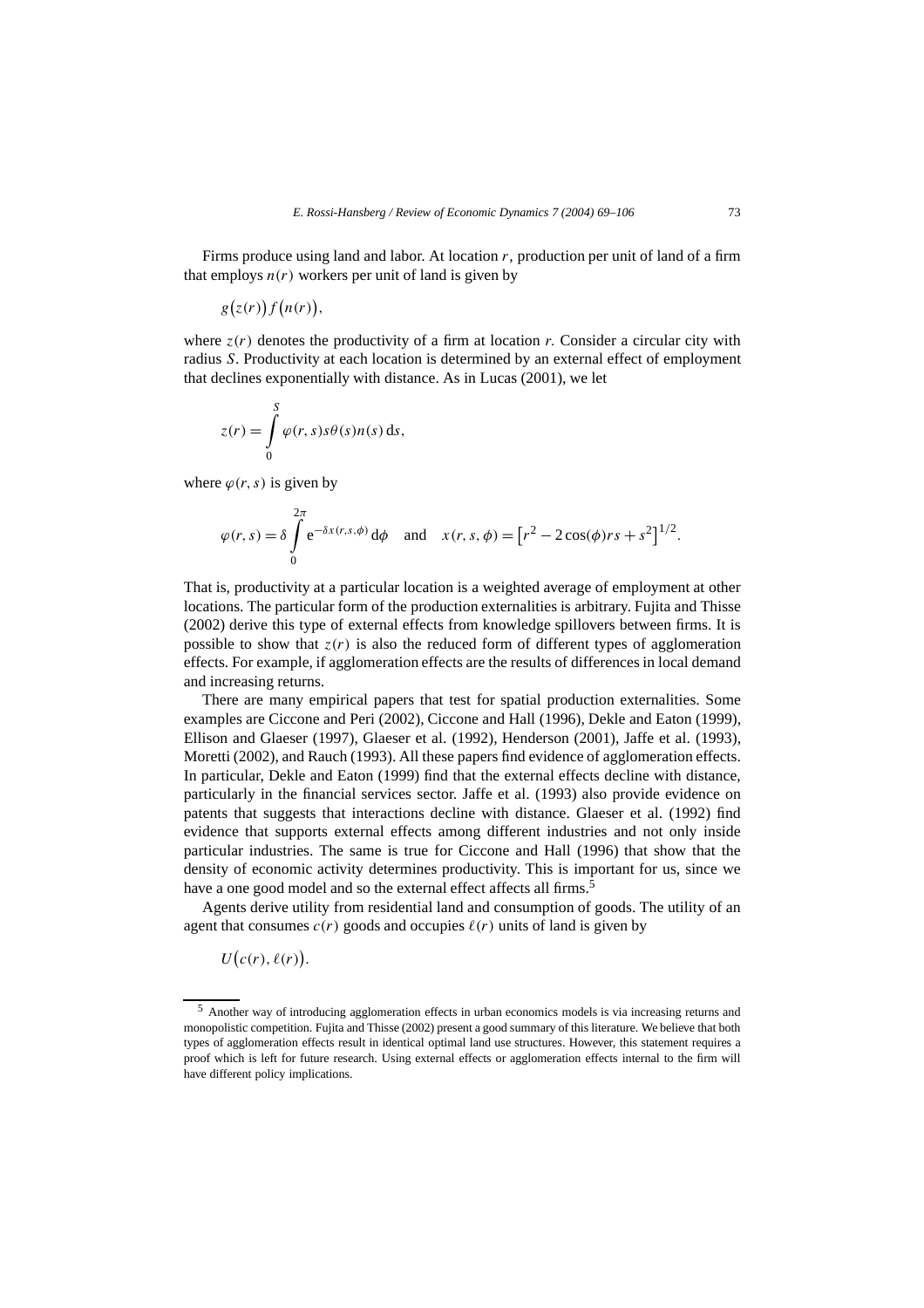Firms produce using land and labor. At location $r$, production per unit of land of a firm that employs $n(r)$ workers per unit of land is given by

$$g(z(r))f(n(r)),$$

where $z(r)$ denotes the productivity of a firm at location $r$. Consider a circular city with radius $S$. Productivity at each location is determined by an external effect of employment that declines exponentially with distance. As in Lucas (2001), we let

$$z(r) = \int_0^S \varphi(r,s)s\theta(s)n(s)\,\mathrm{d}s,$$

where $\varphi(r,s)$ is given by

$$\varphi(r,s) = \delta \int_0^{2\pi} \mathrm{e}^{-\delta x(r,s,\phi)}\,\mathrm{d}\phi \quad \text{and} \quad x(r,s,\phi) = \left[r^2 - 2\cos(\phi)rs + s^2\right]^{1/2}.$$

That is, productivity at a particular location is a weighted average of employment at other locations. The particular form of the production externalities is arbitrary. Fujita and Thisse (2002) derive this type of external effects from knowledge spillovers between firms. It is possible to show that $z(r)$ is also the reduced form of different types of agglomeration effects. For example, if agglomeration effects are the results of differences in local demand and increasing returns.

There are many empirical papers that test for spatial production externalities. Some examples are Ciccone and Peri (2002), Ciccone and Hall (1996), Dekle and Eaton (1999), Ellison and Glaeser (1997), Glaeser et al. (1992), Henderson (2001), Jaffe et al. (1993), Moretti (2002), and Rauch (1993). All these papers find evidence of agglomeration effects. In particular, Dekle and Eaton (1999) find that the external effects decline with distance, particularly in the financial services sector. Jaffe et al. (1993) also provide evidence on patents that suggests that interactions decline with distance. Glaeser et al. (1992) find evidence that supports external effects among different industries and not only inside particular industries. The same is true for Ciccone and Hall (1996) that show that the density of economic activity determines productivity. This is important for us, since we have a one good model and so the external effect affects all firms.[5]

Agents derive utility from residential land and consumption of goods. The utility of an agent that consumes $c(r)$ goods and occupies $\ell(r)$ units of land is given by

$$U(c(r), \ell(r)).$$

[5] Another way of introducing agglomeration effects in urban economics models is via increasing returns and monopolistic competition. Fujita and Thisse (2002) present a good summary of this literature. We believe that both types of agglomeration effects result in identical optimal land use structures. However, this statement requires a proof which is left for future research. Using external effects or agglomeration effects internal to the firm will have different policy implications.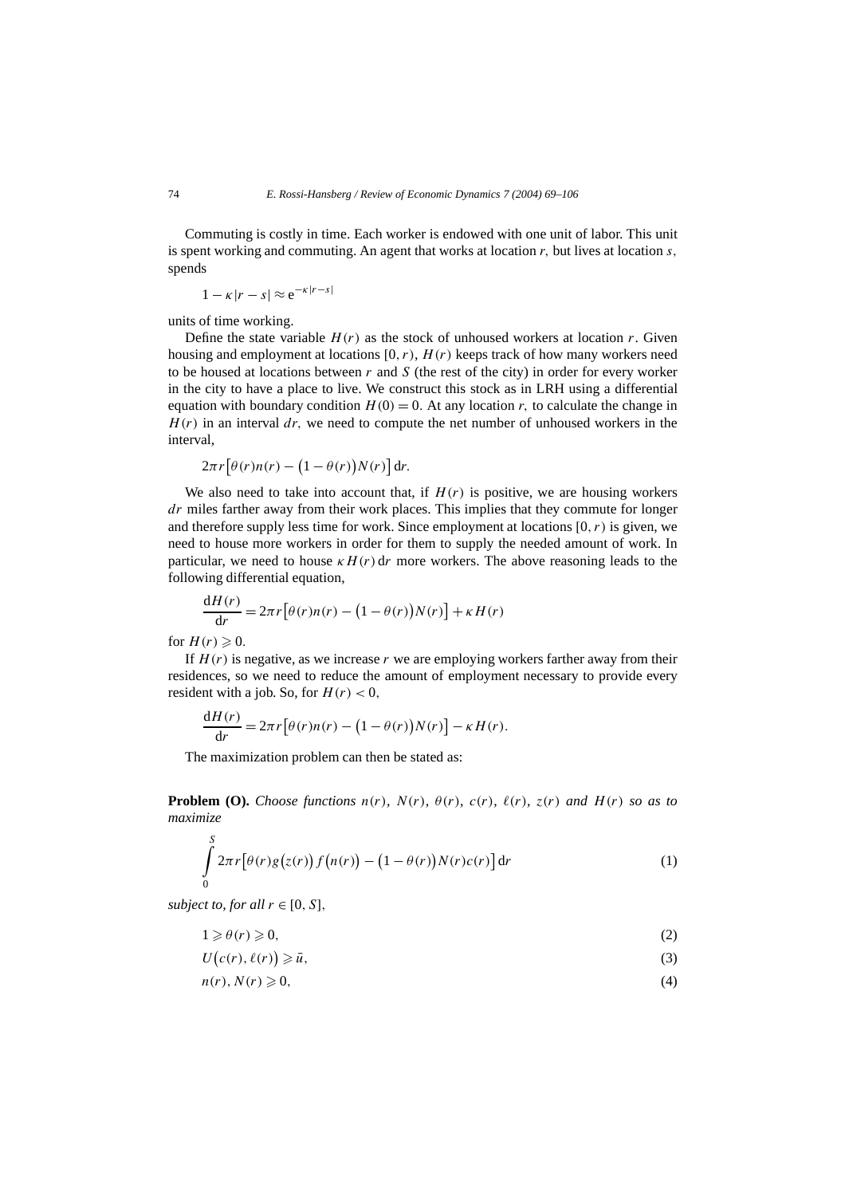Commuting is costly in time. Each worker is endowed with one unit of labor. This unit is spent working and commuting. An agent that works at location $r$, but lives at location $s$, spends

$$1 - \kappa|r - s| \approx e^{-\kappa|r-s|}$$

units of time working.

Define the state variable $H(r)$ as the stock of unhoused workers at location $r$. Given housing and employment at locations $[0, r)$, $H(r)$ keeps track of how many workers need to be housed at locations between $r$ and $S$ (the rest of the city) in order for every worker in the city to have a place to live. We construct this stock as in LRH using a differential equation with boundary condition $H(0) = 0$. At any location $r$, to calculate the change in $H(r)$ in an interval $dr$, we need to compute the net number of unhoused workers in the interval,

$$2\pi r\left[\theta(r)n(r) - \left(1 - \theta(r)\right)N(r)\right] \mathrm{d}r.$$

We also need to take into account that, if $H(r)$ is positive, we are housing workers $dr$ miles farther away from their work places. This implies that they commute for longer and therefore supply less time for work. Since employment at locations $[0, r)$ is given, we need to house more workers in order for them to supply the needed amount of work. In particular, we need to house $\kappa H(r)\,\mathrm{d}r$ more workers. The above reasoning leads to the following differential equation,

$$\frac{\mathrm{d}H(r)}{\mathrm{d}r} = 2\pi r\left[\theta(r)n(r) - \left(1 - \theta(r)\right)N(r)\right] + \kappa H(r)$$

for $H(r) \geqslant 0$.

If $H(r)$ is negative, as we increase $r$ we are employing workers farther away from their residences, so we need to reduce the amount of employment necessary to provide every resident with a job. So, for $H(r) < 0$,

$$\frac{\mathrm{d}H(r)}{\mathrm{d}r} = 2\pi r\left[\theta(r)n(r) - \left(1 - \theta(r)\right)N(r)\right] - \kappa H(r).$$

The maximization problem can then be stated as:

**Problem (O).** *Choose functions $n(r)$, $N(r)$, $\theta(r)$, $c(r)$, $\ell(r)$, $z(r)$ and $H(r)$ so as to maximize*

$$\int_0^S 2\pi r\left[\theta(r)g\left(z(r)\right)f\left(n(r)\right) - \left(1 - \theta(r)\right)N(r)c(r)\right] \mathrm{d}r \tag{1}$$

*subject to, for all $r \in [0, S]$,*

$$1 \geqslant \theta(r) \geqslant 0, \tag{2}$$

$$U\left(c(r), \ell(r)\right) \geqslant \bar{u}, \tag{3}$$

$$n(r), N(r) \geqslant 0, \tag{4}$$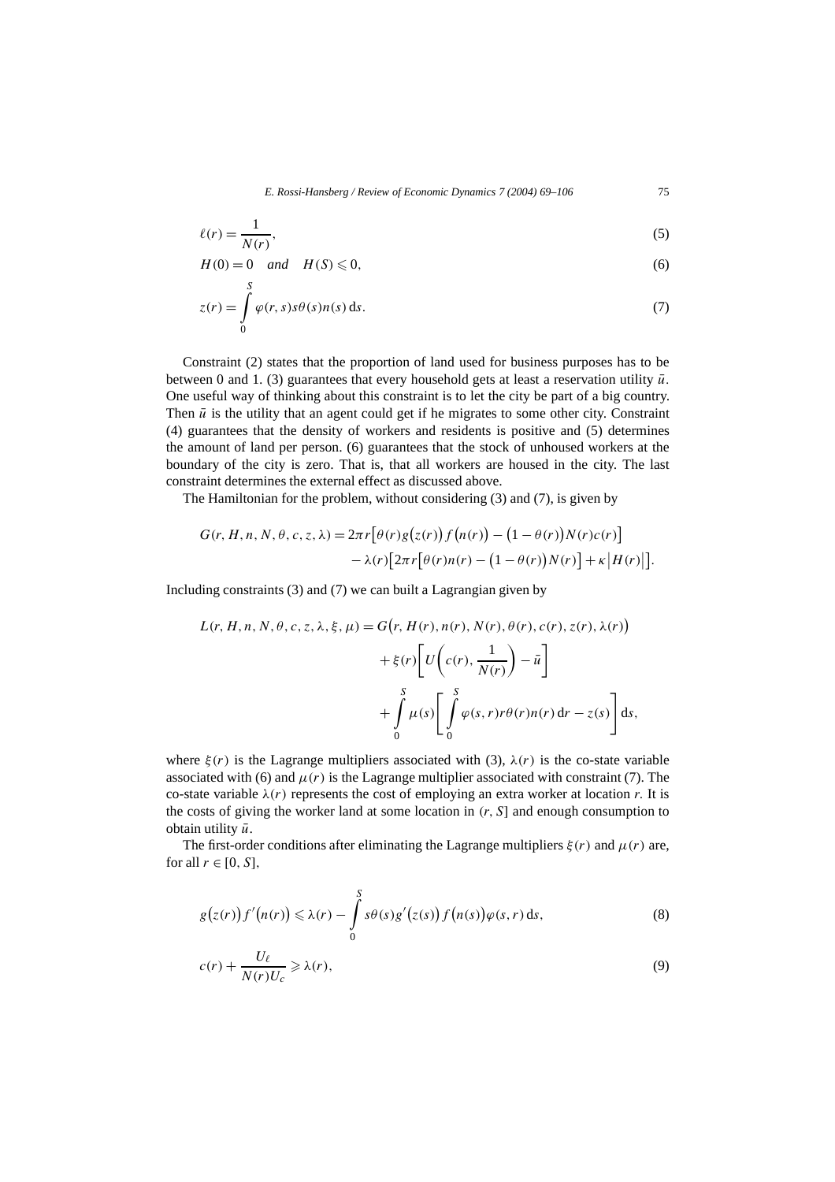$$\ell(r) = \frac{1}{N(r)}, \tag{5}$$

$$H(0) = 0 \quad \text{and} \quad H(S) \leqslant 0, \tag{6}$$

$$z(r) = \int_0^S \varphi(r,s) s\theta(s) n(s)\, \mathrm{d}s. \tag{7}$$

Constraint (2) states that the proportion of land used for business purposes has to be between 0 and 1. (3) guarantees that every household gets at least a reservation utility $\bar{u}$. One useful way of thinking about this constraint is to let the city be part of a big country. Then $\bar{u}$ is the utility that an agent could get if he migrates to some other city. Constraint (4) guarantees that the density of workers and residents is positive and (5) determines the amount of land per person. (6) guarantees that the stock of unhoused workers at the boundary of the city is zero. That is, that all workers are housed in the city. The last constraint determines the external effect as discussed above.

The Hamiltonian for the problem, without considering (3) and (7), is given by

$$\begin{aligned} G(r, H, n, N, \theta, c, z, \lambda) &= 2\pi r\big[\theta(r) g\big(z(r)\big) f\big(n(r)\big) - \big(1-\theta(r)\big)N(r)c(r)\big] \\ &\quad - \lambda(r)\big[2\pi r\big[\theta(r)n(r) - \big(1-\theta(r)\big)N(r)\big] + \kappa\big|H(r)\big|\big]. \end{aligned}$$

Including constraints (3) and (7) we can built a Lagrangian given by

$$\begin{aligned} L(r, H, n, N, \theta, c, z, \lambda, \xi, \mu) &= G\big(r, H(r), n(r), N(r), \theta(r), c(r), z(r), \lambda(r)\big) \\ &\quad + \xi(r)\left[U\left(c(r), \frac{1}{N(r)}\right) - \bar{u}\right] \\ &\quad + \int_0^S \mu(s)\left[\int_0^S \varphi(s,r) r\theta(r) n(r)\, \mathrm{d}r - z(s)\right] \mathrm{d}s, \end{aligned}$$

where $\xi(r)$ is the Lagrange multipliers associated with (3), $\lambda(r)$ is the co-state variable associated with (6) and $\mu(r)$ is the Lagrange multiplier associated with constraint (7). The co-state variable $\lambda(r)$ represents the cost of employing an extra worker at location $r$. It is the costs of giving the worker land at some location in $(r, S]$ and enough consumption to obtain utility $\bar{u}$.

The first-order conditions after eliminating the Lagrange multipliers $\xi(r)$ and $\mu(r)$ are, for all $r \in [0, S]$,

$$g\big(z(r)\big) f'\big(n(r)\big) \leqslant \lambda(r) - \int_0^S s\theta(s) g'\big(z(s)\big) f\big(n(s)\big) \varphi(s,r)\, \mathrm{d}s, \tag{8}$$

$$c(r) + \frac{U_\ell}{N(r) U_c} \geqslant \lambda(r), \tag{9}$$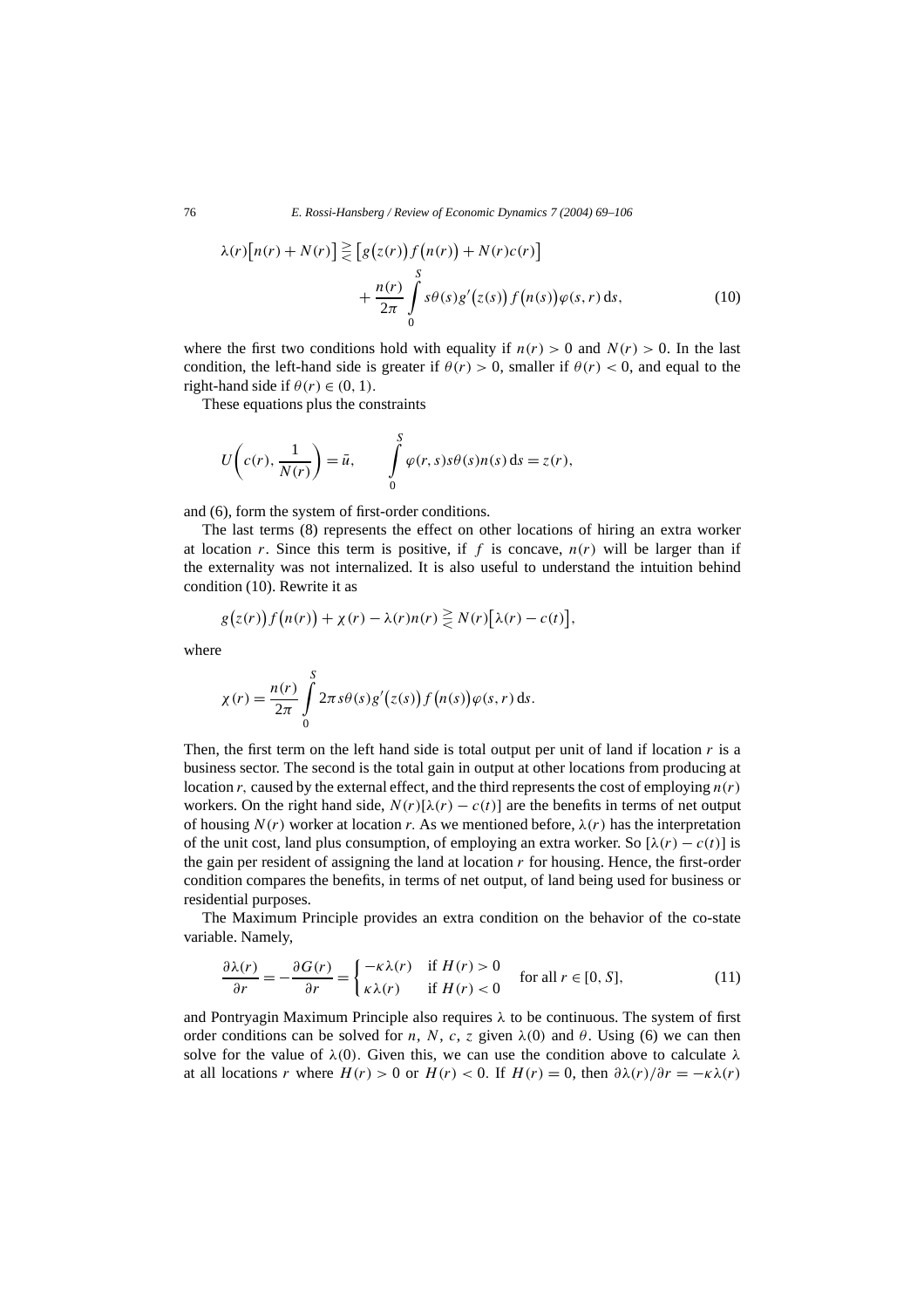$$\lambda(r)\big[n(r)+N(r)\big] \gtreqless \big[g\big(z(r)\big)f\big(n(r)\big)+N(r)c(r)\big] + \frac{n(r)}{2\pi}\int_0^S s\theta(s)g'\big(z(s)\big)f\big(n(s)\big)\varphi(s,r)\,\mathrm{d}s, \tag{10}$$

where the first two conditions hold with equality if $n(r) > 0$ and $N(r) > 0$. In the last condition, the left-hand side is greater if $\theta(r) > 0$, smaller if $\theta(r) < 0$, and equal to the right-hand side if $\theta(r) \in (0,1)$.

These equations plus the constraints

$$U\left(c(r), \frac{1}{N(r)}\right) = \bar{u}, \qquad \int_0^S \varphi(r,s)s\theta(s)n(s)\,\mathrm{d}s = z(r),$$

and (6), form the system of first-order conditions.

The last terms (8) represents the effect on other locations of hiring an extra worker at location $r$. Since this term is positive, if $f$ is concave, $n(r)$ will be larger than if the externality was not internalized. It is also useful to understand the intuition behind condition (10). Rewrite it as

$$g\big(z(r)\big)f\big(n(r)\big)+\chi(r)-\lambda(r)n(r) \gtreqless N(r)\big[\lambda(r)-c(t)\big],$$

where

$$\chi(r) = \frac{n(r)}{2\pi}\int_0^S 2\pi s\theta(s)g'\big(z(s)\big)f\big(n(s)\big)\varphi(s,r)\,\mathrm{d}s.$$

Then, the first term on the left hand side is total output per unit of land if location $r$ is a business sector. The second is the total gain in output at other locations from producing at location $r$, caused by the external effect, and the third represents the cost of employing $n(r)$ workers. On the right hand side, $N(r)[\lambda(r)-c(t)]$ are the benefits in terms of net output of housing $N(r)$ worker at location $r$. As we mentioned before, $\lambda(r)$ has the interpretation of the unit cost, land plus consumption, of employing an extra worker. So $[\lambda(r)-c(t)]$ is the gain per resident of assigning the land at location $r$ for housing. Hence, the first-order condition compares the benefits, in terms of net output, of land being used for business or residential purposes.

The Maximum Principle provides an extra condition on the behavior of the co-state variable. Namely,

$$\frac{\partial\lambda(r)}{\partial r} = -\frac{\partial G(r)}{\partial r} = \begin{cases} -\kappa\lambda(r) & \text{if } H(r) > 0 \\ \kappa\lambda(r) & \text{if } H(r) < 0 \end{cases} \quad \text{for all } r \in [0,S], \tag{11}$$

and Pontryagin Maximum Principle also requires $\lambda$ to be continuous. The system of first order conditions can be solved for $n$, $N$, $c$, $z$ given $\lambda(0)$ and $\theta$. Using (6) we can then solve for the value of $\lambda(0)$. Given this, we can use the condition above to calculate $\lambda$ at all locations $r$ where $H(r) > 0$ or $H(r) < 0$. If $H(r) = 0$, then $\partial\lambda(r)/\partial r = -\kappa\lambda(r)$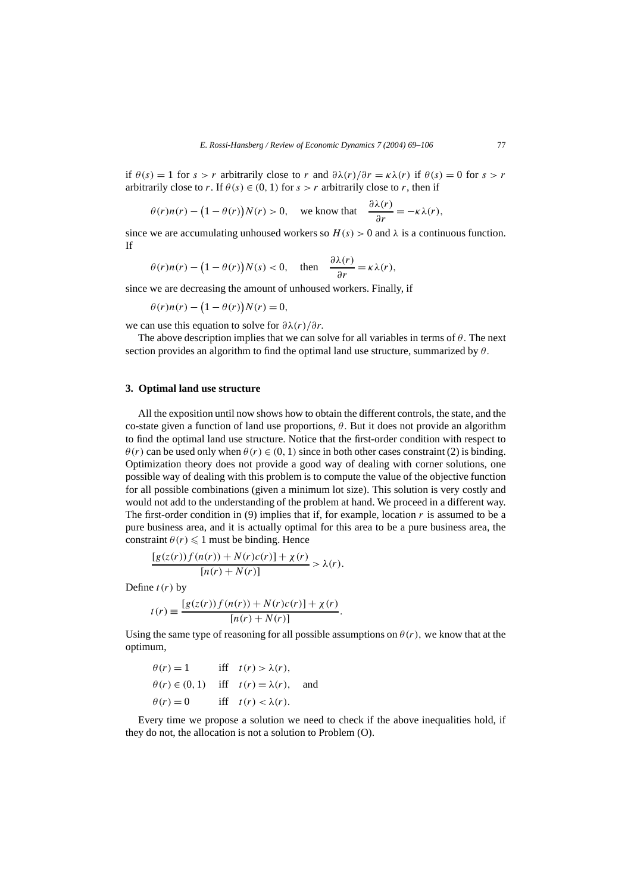if $\theta(s) = 1$ for $s > r$ arbitrarily close to $r$ and $\partial\lambda(r)/\partial r = \kappa\lambda(r)$ if $\theta(s) = 0$ for $s > r$ arbitrarily close to $r$. If $\theta(s) \in (0, 1)$ for $s > r$ arbitrarily close to $r$, then if

$$\theta(r)n(r) - \bigl(1 - \theta(r)\bigr)N(r) > 0, \quad \text{we know that} \quad \frac{\partial\lambda(r)}{\partial r} = -\kappa\lambda(r),$$

since we are accumulating unhoused workers so $H(s) > 0$ and $\lambda$ is a continuous function. If

$$\theta(r)n(r) - \bigl(1 - \theta(r)\bigr)N(s) < 0, \quad \text{then} \quad \frac{\partial\lambda(r)}{\partial r} = \kappa\lambda(r),$$

since we are decreasing the amount of unhoused workers. Finally, if

$$\theta(r)n(r) - \bigl(1 - \theta(r)\bigr)N(r) = 0,$$

we can use this equation to solve for $\partial\lambda(r)/\partial r$.

The above description implies that we can solve for all variables in terms of $\theta$. The next section provides an algorithm to find the optimal land use structure, summarized by $\theta$.

## 3. Optimal land use structure

All the exposition until now shows how to obtain the different controls, the state, and the co-state given a function of land use proportions, $\theta$. But it does not provide an algorithm to find the optimal land use structure. Notice that the first-order condition with respect to $\theta(r)$ can be used only when $\theta(r) \in (0, 1)$ since in both other cases constraint (2) is binding. Optimization theory does not provide a good way of dealing with corner solutions, one possible way of dealing with this problem is to compute the value of the objective function for all possible combinations (given a minimum lot size). This solution is very costly and would not add to the understanding of the problem at hand. We proceed in a different way. The first-order condition in (9) implies that if, for example, location $r$ is assumed to be a pure business area, and it is actually optimal for this area to be a pure business area, the constraint $\theta(r) \leqslant 1$ must be binding. Hence

$$\frac{[g(z(r))f(n(r)) + N(r)c(r)] + \chi(r)}{[n(r) + N(r)]} > \lambda(r).$$

Define $t(r)$ by

$$t(r) \equiv \frac{[g(z(r))f(n(r)) + N(r)c(r)] + \chi(r)}{[n(r) + N(r)]}.$$

Using the same type of reasoning for all possible assumptions on $\theta(r)$, we know that at the optimum,

$$\begin{aligned}
&\theta(r) = 1 && \text{iff} \quad t(r) > \lambda(r), \\
&\theta(r) \in (0, 1) && \text{iff} \quad t(r) = \lambda(r), \quad \text{and} \\
&\theta(r) = 0 && \text{iff} \quad t(r) < \lambda(r).
\end{aligned}$$

Every time we propose a solution we need to check if the above inequalities hold, if they do not, the allocation is not a solution to Problem (O).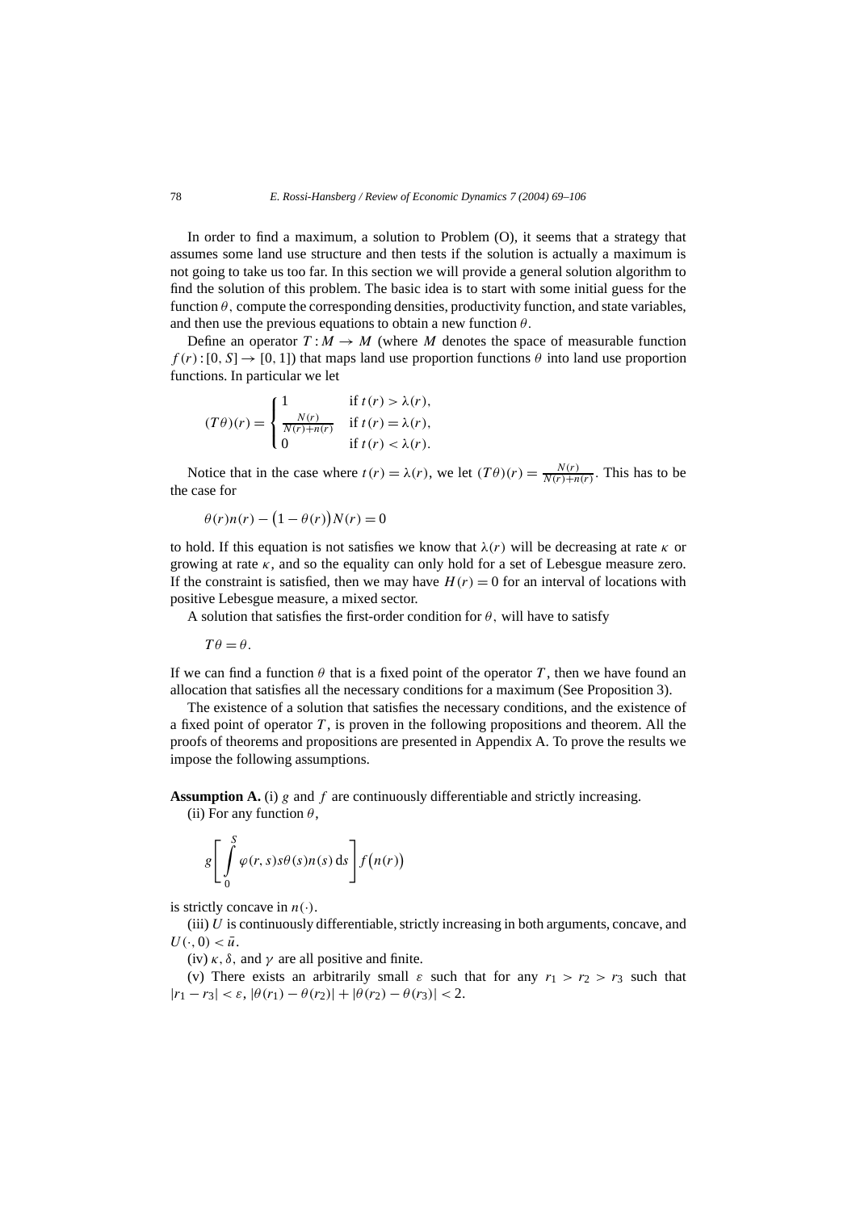In order to find a maximum, a solution to Problem (O), it seems that a strategy that assumes some land use structure and then tests if the solution is actually a maximum is not going to take us too far. In this section we will provide a general solution algorithm to find the solution of this problem. The basic idea is to start with some initial guess for the function $\theta$, compute the corresponding densities, productivity function, and state variables, and then use the previous equations to obtain a new function $\theta$.

Define an operator $T : M \to M$ (where $M$ denotes the space of measurable function $f(r) : [0, S] \to [0, 1]$) that maps land use proportion functions $\theta$ into land use proportion functions. In particular we let

$$(T\theta)(r) = \begin{cases} 1 & \text{if } t(r) > \lambda(r), \\ \frac{N(r)}{N(r)+n(r)} & \text{if } t(r) = \lambda(r), \\ 0 & \text{if } t(r) < \lambda(r). \end{cases}$$

Notice that in the case where $t(r) = \lambda(r)$, we let $(T\theta)(r) = \frac{N(r)}{N(r)+n(r)}$. This has to be the case for

$$\theta(r)n(r) - \big(1 - \theta(r)\big)N(r) = 0$$

to hold. If this equation is not satisfies we know that $\lambda(r)$ will be decreasing at rate $\kappa$ or growing at rate $\kappa$, and so the equality can only hold for a set of Lebesgue measure zero. If the constraint is satisfied, then we may have $H(r) = 0$ for an interval of locations with positive Lebesgue measure, a mixed sector.

A solution that satisfies the first-order condition for $\theta$, will have to satisfy

$$T\theta = \theta.$$

If we can find a function $\theta$ that is a fixed point of the operator $T$, then we have found an allocation that satisfies all the necessary conditions for a maximum (See Proposition 3).

The existence of a solution that satisfies the necessary conditions, and the existence of a fixed point of operator $T$, is proven in the following propositions and theorem. All the proofs of theorems and propositions are presented in Appendix A. To prove the results we impose the following assumptions.

**Assumption A.** (i) $g$ and $f$ are continuously differentiable and strictly increasing.

(ii) For any function $\theta$,

$$g\left[\int_0^S \varphi(r,s)s\theta(s)n(s)\,\mathrm{d}s\right] f\big(n(r)\big)$$

is strictly concave in $n(\cdot)$.

(iii) $U$ is continuously differentiable, strictly increasing in both arguments, concave, and $U(\cdot, 0) < \bar{u}$.

(iv) $\kappa$, $\delta$, and $\gamma$ are all positive and finite.

(v) There exists an arbitrarily small $\varepsilon$ such that for any $r_1 > r_2 > r_3$ such that $|r_1 - r_3| < \varepsilon$, $|\theta(r_1) - \theta(r_2)| + |\theta(r_2) - \theta(r_3)| < 2$.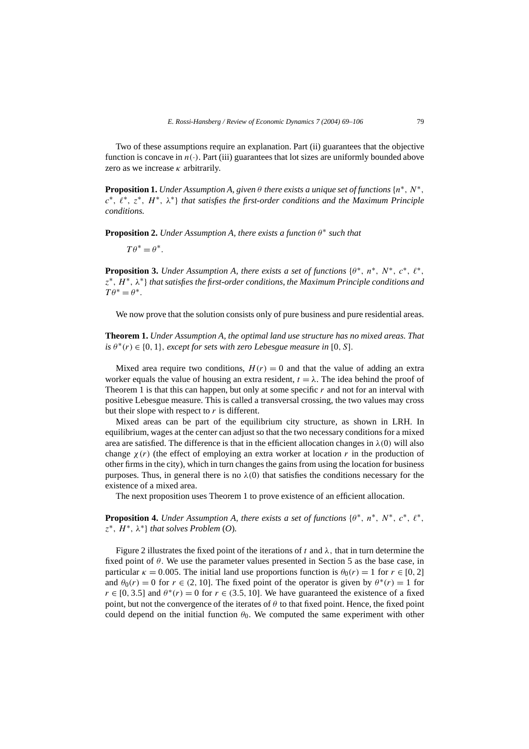Two of these assumptions require an explanation. Part (ii) guarantees that the objective function is concave in $n(\cdot)$. Part (iii) guarantees that lot sizes are uniformly bounded above zero as we increase $\kappa$ arbitrarily.

**Proposition 1.** *Under Assumption A, given $\theta$ there exists a unique set of functions $\{n^*, N^*, c^*, \ell^*, z^*, H^*, \lambda^*\}$ that satisfies the first-order conditions and the Maximum Principle conditions.*

**Proposition 2.** *Under Assumption A, there exists a function $\theta^*$ such that*

$$T\theta^* = \theta^*.$$

**Proposition 3.** *Under Assumption A, there exists a set of functions $\{\theta^*, n^*, N^*, c^*, \ell^*, z^*, H^*, \lambda^*\}$ that satisfies the first-order conditions, the Maximum Principle conditions and $T\theta^* = \theta^*$.*

We now prove that the solution consists only of pure business and pure residential areas.

**Theorem 1.** *Under Assumption A, the optimal land use structure has no mixed areas. That is $\theta^*(r) \in \{0, 1\}$, except for sets with zero Lebesgue measure in $[0, S]$.*

Mixed area require two conditions, $H(r) = 0$ and that the value of adding an extra worker equals the value of housing an extra resident, $t = \lambda$. The idea behind the proof of Theorem 1 is that this can happen, but only at some specific $r$ and not for an interval with positive Lebesgue measure. This is called a transversal crossing, the two values may cross but their slope with respect to $r$ is different.

Mixed areas can be part of the equilibrium city structure, as shown in LRH. In equilibrium, wages at the center can adjust so that the two necessary conditions for a mixed area are satisfied. The difference is that in the efficient allocation changes in $\lambda(0)$ will also change $\chi(r)$ (the effect of employing an extra worker at location $r$ in the production of other firms in the city), which in turn changes the gains from using the location for business purposes. Thus, in general there is no $\lambda(0)$ that satisfies the conditions necessary for the existence of a mixed area.

The next proposition uses Theorem 1 to prove existence of an efficient allocation.

**Proposition 4.** *Under Assumption A, there exists a set of functions $\{\theta^*, n^*, N^*, c^*, \ell^*, z^*, H^*, \lambda^*\}$ that solves Problem (O).*

Figure 2 illustrates the fixed point of the iterations of $t$ and $\lambda$, that in turn determine the fixed point of $\theta$. We use the parameter values presented in Section 5 as the base case, in particular $\kappa = 0.005$. The initial land use proportions function is $\theta_0(r) = 1$ for $r \in [0, 2]$ and $\theta_0(r) = 0$ for $r \in (2, 10]$. The fixed point of the operator is given by $\theta^*(r) = 1$ for $r \in [0, 3.5]$ and $\theta^*(r) = 0$ for $r \in (3.5, 10]$. We have guaranteed the existence of a fixed point, but not the convergence of the iterates of $\theta$ to that fixed point. Hence, the fixed point could depend on the initial function $\theta_0$. We computed the same experiment with other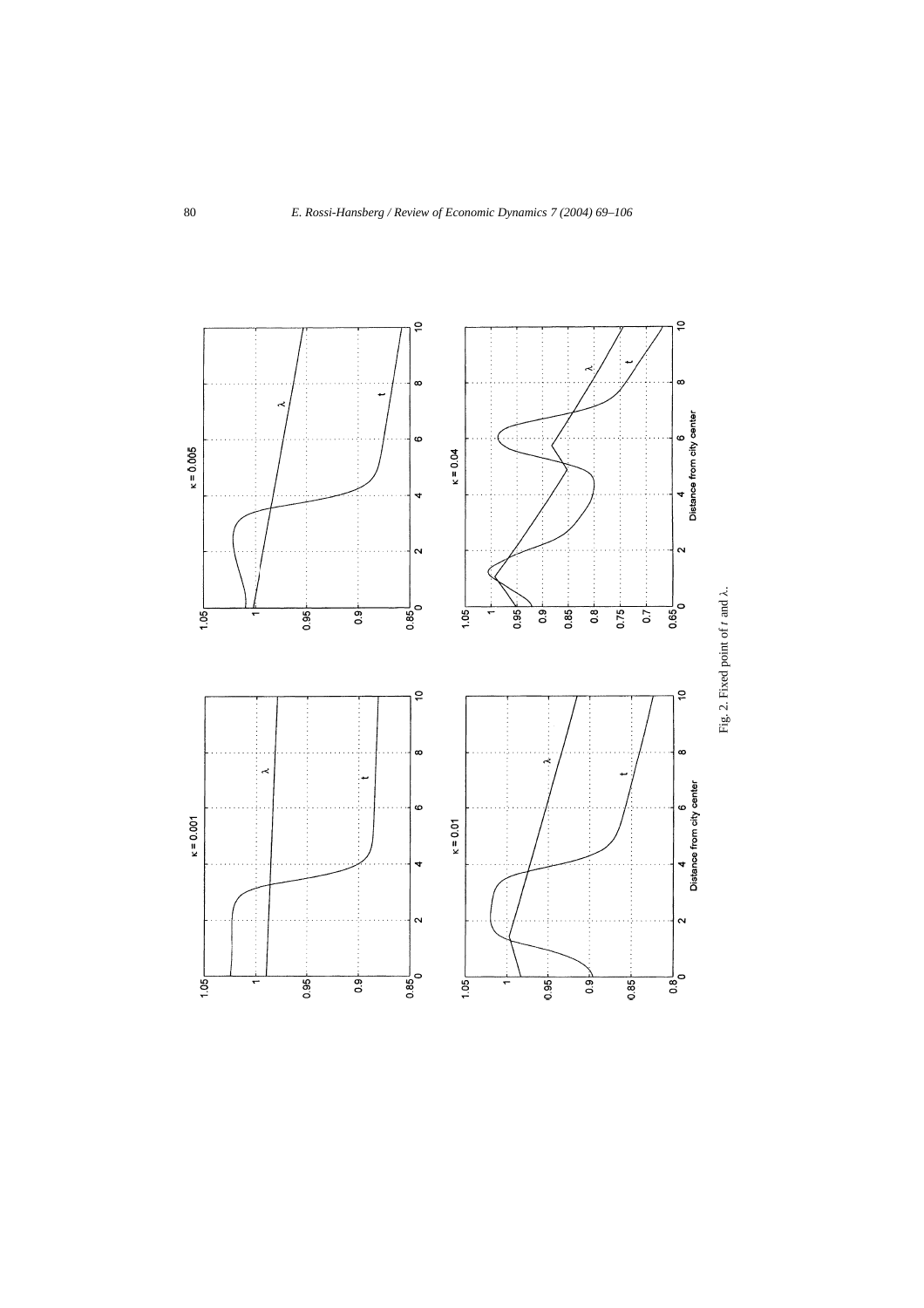κ = 0.001

1.05
1
0.95
0.9
0.85
0 2 4 6 8 10

λ
t

κ = 0.005

1.05
1
0.95
0.9
0.85
0 2 4 6 8 10

λ
t

κ = 0.01

1.05
1
0.95
0.9
0.85
0.8
0 2 4 6 8 10
Distance from city center

λ
t

κ = 0.04

1.05
1
0.95
0.9
0.85
0.8
0.75
0.7
0.65
0 2 4 6 8 10
Distance from city center

λ
t

Fig. 2. Fixed point of $t$ and $\lambda$.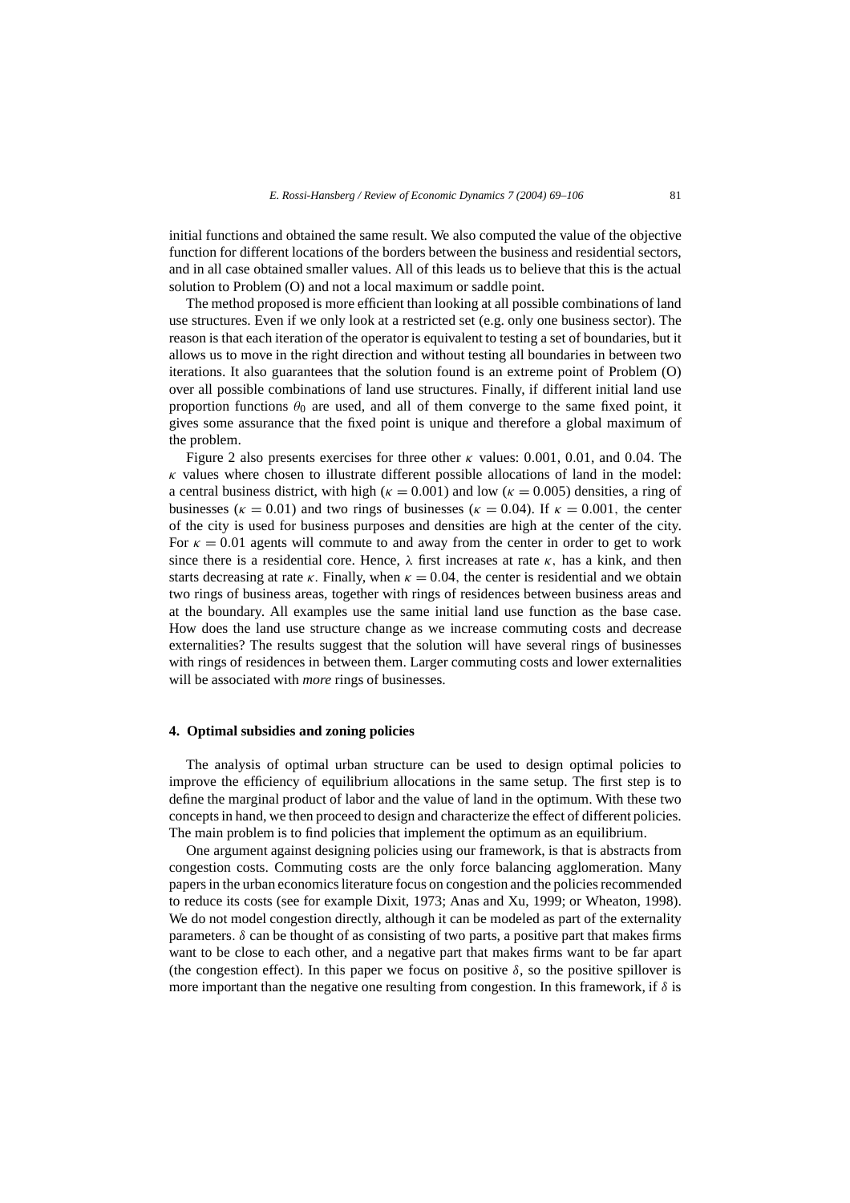initial functions and obtained the same result. We also computed the value of the objective function for different locations of the borders between the business and residential sectors, and in all case obtained smaller values. All of this leads us to believe that this is the actual solution to Problem (O) and not a local maximum or saddle point.

The method proposed is more efficient than looking at all possible combinations of land use structures. Even if we only look at a restricted set (e.g. only one business sector). The reason is that each iteration of the operator is equivalent to testing a set of boundaries, but it allows us to move in the right direction and without testing all boundaries in between two iterations. It also guarantees that the solution found is an extreme point of Problem (O) over all possible combinations of land use structures. Finally, if different initial land use proportion functions $\theta_0$ are used, and all of them converge to the same fixed point, it gives some assurance that the fixed point is unique and therefore a global maximum of the problem.

Figure 2 also presents exercises for three other $\kappa$ values: 0.001, 0.01, and 0.04. The $\kappa$ values where chosen to illustrate different possible allocations of land in the model: a central business district, with high ($\kappa = 0.001$) and low ($\kappa = 0.005$) densities, a ring of businesses ($\kappa = 0.01$) and two rings of businesses ($\kappa = 0.04$). If $\kappa = 0.001$, the center of the city is used for business purposes and densities are high at the center of the city. For $\kappa = 0.01$ agents will commute to and away from the center in order to get to work since there is a residential core. Hence, $\lambda$ first increases at rate $\kappa$, has a kink, and then starts decreasing at rate $\kappa$. Finally, when $\kappa = 0.04$, the center is residential and we obtain two rings of business areas, together with rings of residences between business areas and at the boundary. All examples use the same initial land use function as the base case. How does the land use structure change as we increase commuting costs and decrease externalities? The results suggest that the solution will have several rings of businesses with rings of residences in between them. Larger commuting costs and lower externalities will be associated with *more* rings of businesses.

## 4. Optimal subsidies and zoning policies

The analysis of optimal urban structure can be used to design optimal policies to improve the efficiency of equilibrium allocations in the same setup. The first step is to define the marginal product of labor and the value of land in the optimum. With these two concepts in hand, we then proceed to design and characterize the effect of different policies. The main problem is to find policies that implement the optimum as an equilibrium.

One argument against designing policies using our framework, is that is abstracts from congestion costs. Commuting costs are the only force balancing agglomeration. Many papers in the urban economics literature focus on congestion and the policies recommended to reduce its costs (see for example Dixit, 1973; Anas and Xu, 1999; or Wheaton, 1998). We do not model congestion directly, although it can be modeled as part of the externality parameters. $\delta$ can be thought of as consisting of two parts, a positive part that makes firms want to be close to each other, and a negative part that makes firms want to be far apart (the congestion effect). In this paper we focus on positive $\delta$, so the positive spillover is more important than the negative one resulting from congestion. In this framework, if $\delta$ is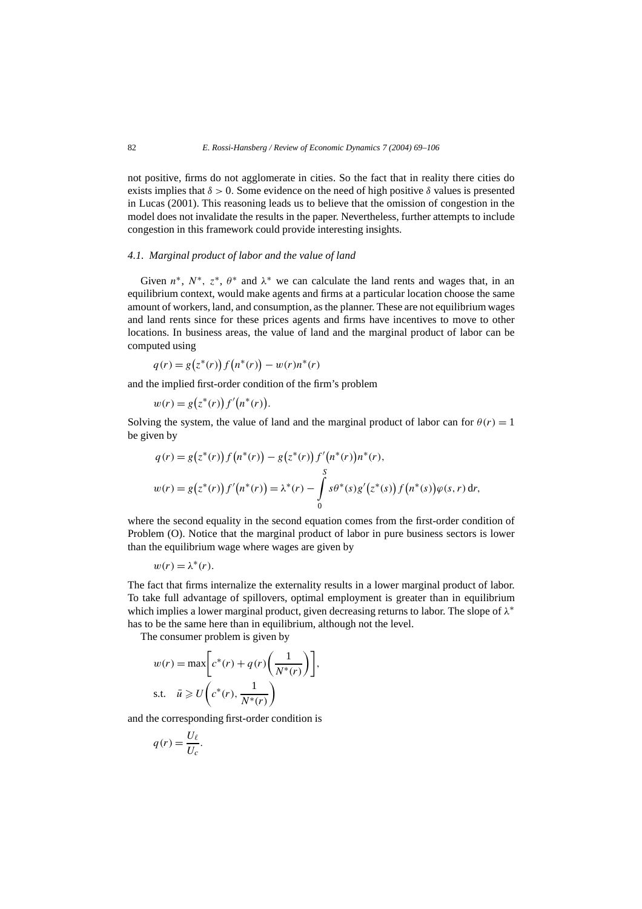not positive, firms do not agglomerate in cities. So the fact that in reality there cities do exists implies that $\delta > 0$. Some evidence on the need of high positive $\delta$ values is presented in Lucas (2001). This reasoning leads us to believe that the omission of congestion in the model does not invalidate the results in the paper. Nevertheless, further attempts to include congestion in this framework could provide interesting insights.

### *4.1. Marginal product of labor and the value of land*

Given $n^*$, $N^*$, $z^*$, $\theta^*$ and $\lambda^*$ we can calculate the land rents and wages that, in an equilibrium context, would make agents and firms at a particular location choose the same amount of workers, land, and consumption, as the planner. These are not equilibrium wages and land rents since for these prices agents and firms have incentives to move to other locations. In business areas, the value of land and the marginal product of labor can be computed using

$$q(r) = g\big(z^*(r)\big) f\big(n^*(r)\big) - w(r)n^*(r)$$

and the implied first-order condition of the firm's problem

$$w(r) = g\big(z^*(r)\big) f'\big(n^*(r)\big).$$

Solving the system, the value of land and the marginal product of labor can for $\theta(r) = 1$ be given by

$$q(r) = g\big(z^*(r)\big) f\big(n^*(r)\big) - g\big(z^*(r)\big) f'\big(n^*(r)\big)n^*(r),$$

$$w(r) = g\big(z^*(r)\big) f'\big(n^*(r)\big) = \lambda^*(r) - \int_0^S s\theta^*(s) g'\big(z^*(s)\big) f\big(n^*(s)\big)\varphi(s,r)\,\mathrm{d}r,$$

where the second equality in the second equation comes from the first-order condition of Problem (O). Notice that the marginal product of labor in pure business sectors is lower than the equilibrium wage where wages are given by

$$w(r) = \lambda^*(r).$$

The fact that firms internalize the externality results in a lower marginal product of labor. To take full advantage of spillovers, optimal employment is greater than in equilibrium which implies a lower marginal product, given decreasing returns to labor. The slope of $\lambda^*$ has to be the same here than in equilibrium, although not the level.

The consumer problem is given by

$$w(r) = \max\left[c^*(r) + q(r)\left(\frac{1}{N^*(r)}\right)\right],$$
$$\text{s.t.} \quad \bar{u} \geqslant U\left(c^*(r), \frac{1}{N^*(r)}\right)$$

and the corresponding first-order condition is

$$q(r) = \frac{U_\ell}{U_c}.$$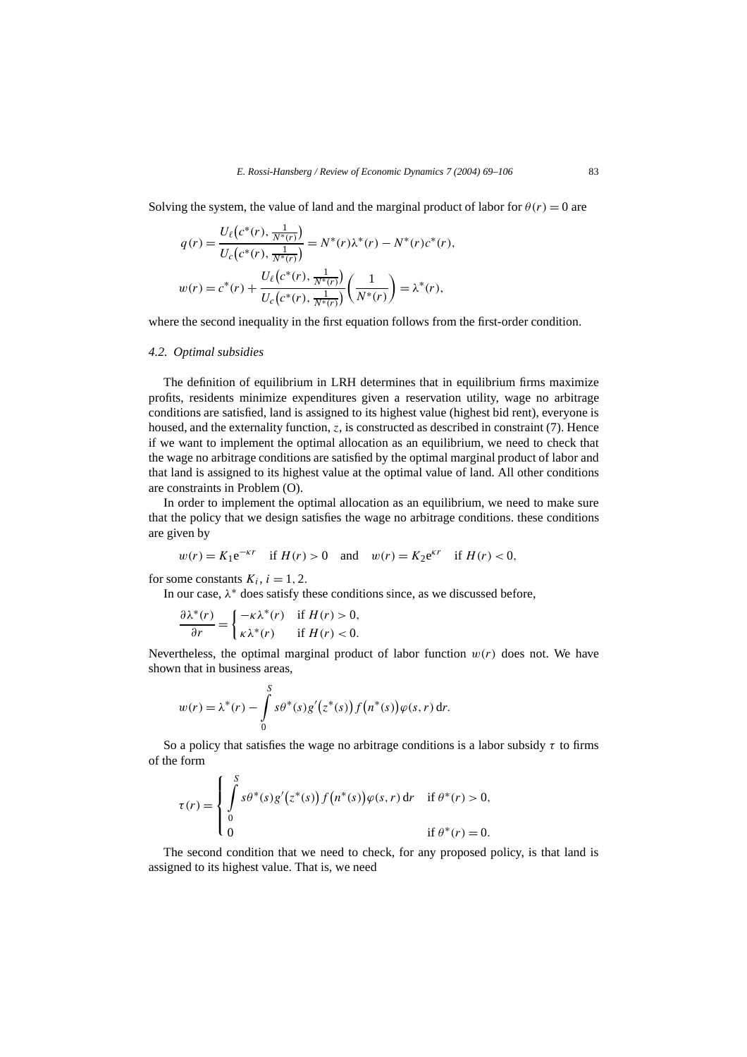Solving the system, the value of land and the marginal product of labor for $\theta(r) = 0$ are

$$q(r) = \frac{U_\ell\big(c^*(r), \frac{1}{N^*(r)}\big)}{U_c\big(c^*(r), \frac{1}{N^*(r)}\big)} = N^*(r)\lambda^*(r) - N^*(r)c^*(r),$$

$$w(r) = c^*(r) + \frac{U_\ell\big(c^*(r), \frac{1}{N^*(r)}\big)}{U_c\big(c^*(r), \frac{1}{N^*(r)}\big)}\left(\frac{1}{N^*(r)}\right) = \lambda^*(r),$$

where the second inequality in the first equation follows from the first-order condition.

### 4.2. Optimal subsidies

The definition of equilibrium in LRH determines that in equilibrium firms maximize profits, residents minimize expenditures given a reservation utility, wage no arbitrage conditions are satisfied, land is assigned to its highest value (highest bid rent), everyone is housed, and the externality function, $z$, is constructed as described in constraint (7). Hence if we want to implement the optimal allocation as an equilibrium, we need to check that the wage no arbitrage conditions are satisfied by the optimal marginal product of labor and that land is assigned to its highest value at the optimal value of land. All other conditions are constraints in Problem (O).

In order to implement the optimal allocation as an equilibrium, we need to make sure that the policy that we design satisfies the wage no arbitrage conditions. these conditions are given by

$$w(r) = K_1 e^{-\kappa r} \quad \text{if } H(r) > 0 \quad \text{and} \quad w(r) = K_2 e^{\kappa r} \quad \text{if } H(r) < 0,$$

for some constants $K_i$, $i = 1, 2$.

In our case, $\lambda^*$ does satisfy these conditions since, as we discussed before,

$$\frac{\partial \lambda^*(r)}{\partial r} = \begin{cases} -\kappa\lambda^*(r) & \text{if } H(r) > 0, \\ \kappa\lambda^*(r) & \text{if } H(r) < 0. \end{cases}$$

Nevertheless, the optimal marginal product of labor function $w(r)$ does not. We have shown that in business areas,

$$w(r) = \lambda^*(r) - \int_0^S s\theta^*(s) g'\big(z^*(s)\big) f\big(n^*(s)\big)\varphi(s, r)\,\mathrm{d}r.$$

So a policy that satisfies the wage no arbitrage conditions is a labor subsidy $\tau$ to firms of the form

$$\tau(r) = \begin{cases} \displaystyle\int_0^S s\theta^*(s) g'\big(z^*(s)\big) f\big(n^*(s)\big)\varphi(s, r)\,\mathrm{d}r & \text{if } \theta^*(r) > 0, \\ 0 & \text{if } \theta^*(r) = 0. \end{cases}$$

The second condition that we need to check, for any proposed policy, is that land is assigned to its highest value. That is, we need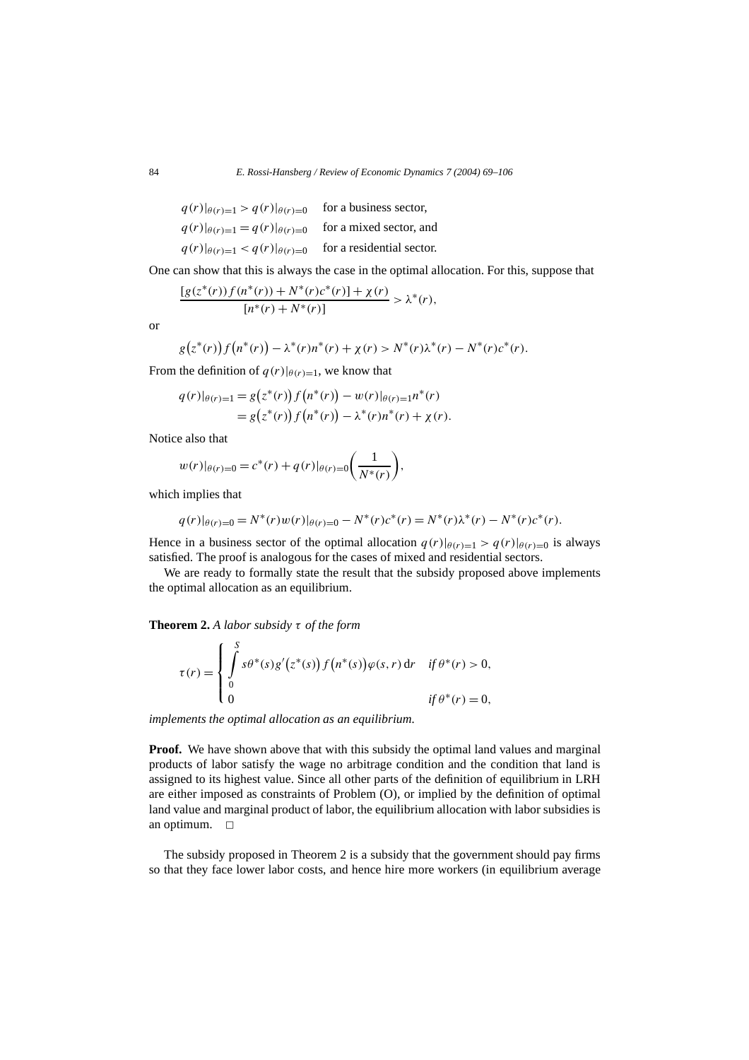$$q(r)|_{\theta(r)=1} > q(r)|_{\theta(r)=0} \quad \text{for a business sector,}$$
$$q(r)|_{\theta(r)=1} = q(r)|_{\theta(r)=0} \quad \text{for a mixed sector, and}$$
$$q(r)|_{\theta(r)=1} < q(r)|_{\theta(r)=0} \quad \text{for a residential sector.}$$

One can show that this is always the case in the optimal allocation. For this, suppose that

$$\frac{[g(z^*(r)) f(n^*(r)) + N^*(r)c^*(r)] + \chi(r)}{[n^*(r) + N^*(r)]} > \lambda^*(r),$$

or

$$g\big(z^*(r)\big) f\big(n^*(r)\big) - \lambda^*(r)n^*(r) + \chi(r) > N^*(r)\lambda^*(r) - N^*(r)c^*(r).$$

From the definition of $q(r)|_{\theta(r)=1}$, we know that

$$\begin{aligned} q(r)|_{\theta(r)=1} &= g\big(z^*(r)\big) f\big(n^*(r)\big) - w(r)|_{\theta(r)=1} n^*(r) \\ &= g\big(z^*(r)\big) f\big(n^*(r)\big) - \lambda^*(r)n^*(r) + \chi(r). \end{aligned}$$

Notice also that

$$w(r)|_{\theta(r)=0} = c^*(r) + q(r)|_{\theta(r)=0}\left(\frac{1}{N^*(r)}\right),$$

which implies that

$$q(r)|_{\theta(r)=0} = N^*(r)w(r)|_{\theta(r)=0} - N^*(r)c^*(r) = N^*(r)\lambda^*(r) - N^*(r)c^*(r).$$

Hence in a business sector of the optimal allocation $q(r)|_{\theta(r)=1} > q(r)|_{\theta(r)=0}$ is always satisfied. The proof is analogous for the cases of mixed and residential sectors.

We are ready to formally state the result that the subsidy proposed above implements the optimal allocation as an equilibrium.

**Theorem 2.** *A labor subsidy $\tau$ of the form*

$$\tau(r) = \begin{cases} \displaystyle\int_0^S s\theta^*(s) g'\big(z^*(s)\big) f\big(n^*(s)\big)\varphi(s, r)\,\mathrm{d}r & \text{if } \theta^*(r) > 0, \\ 0 & \text{if } \theta^*(r) = 0, \end{cases}$$

*implements the optimal allocation as an equilibrium.*

**Proof.** We have shown above that with this subsidy the optimal land values and marginal products of labor satisfy the wage no arbitrage condition and the condition that land is assigned to its highest value. Since all other parts of the definition of equilibrium in LRH are either imposed as constraints of Problem (O), or implied by the definition of optimal land value and marginal product of labor, the equilibrium allocation with labor subsidies is an optimum. □

The subsidy proposed in Theorem 2 is a subsidy that the government should pay firms so that they face lower labor costs, and hence hire more workers (in equilibrium average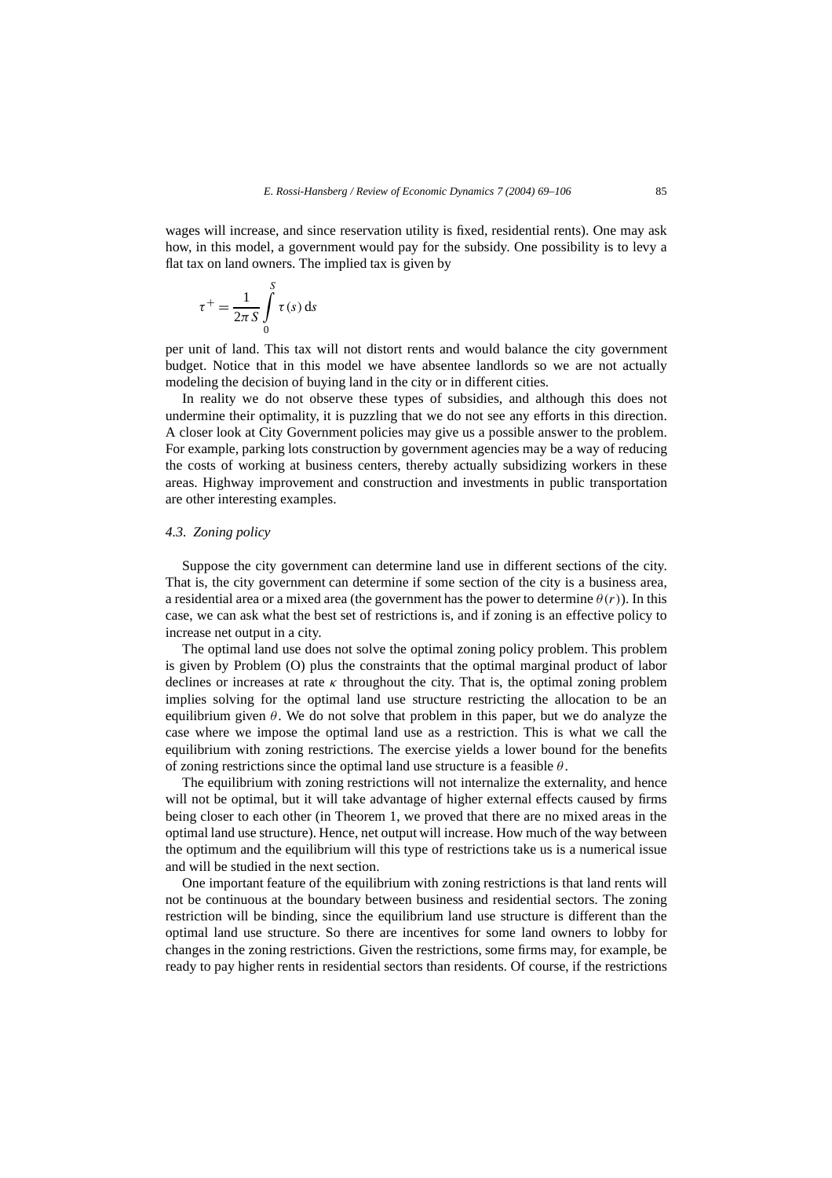wages will increase, and since reservation utility is fixed, residential rents). One may ask how, in this model, a government would pay for the subsidy. One possibility is to levy a flat tax on land owners. The implied tax is given by

$$\tau^{+} = \frac{1}{2\pi S} \int_{0}^{S} \tau(s)\, \mathrm{d}s$$

per unit of land. This tax will not distort rents and would balance the city government budget. Notice that in this model we have absentee landlords so we are not actually modeling the decision of buying land in the city or in different cities.

In reality we do not observe these types of subsidies, and although this does not undermine their optimality, it is puzzling that we do not see any efforts in this direction. A closer look at City Government policies may give us a possible answer to the problem. For example, parking lots construction by government agencies may be a way of reducing the costs of working at business centers, thereby actually subsidizing workers in these areas. Highway improvement and construction and investments in public transportation are other interesting examples.

### *4.3. Zoning policy*

Suppose the city government can determine land use in different sections of the city. That is, the city government can determine if some section of the city is a business area, a residential area or a mixed area (the government has the power to determine $\theta(r)$). In this case, we can ask what the best set of restrictions is, and if zoning is an effective policy to increase net output in a city.

The optimal land use does not solve the optimal zoning policy problem. This problem is given by Problem (O) plus the constraints that the optimal marginal product of labor declines or increases at rate $\kappa$ throughout the city. That is, the optimal zoning problem implies solving for the optimal land use structure restricting the allocation to be an equilibrium given $\theta$. We do not solve that problem in this paper, but we do analyze the case where we impose the optimal land use as a restriction. This is what we call the equilibrium with zoning restrictions. The exercise yields a lower bound for the benefits of zoning restrictions since the optimal land use structure is a feasible $\theta$.

The equilibrium with zoning restrictions will not internalize the externality, and hence will not be optimal, but it will take advantage of higher external effects caused by firms being closer to each other (in Theorem 1, we proved that there are no mixed areas in the optimal land use structure). Hence, net output will increase. How much of the way between the optimum and the equilibrium will this type of restrictions take us is a numerical issue and will be studied in the next section.

One important feature of the equilibrium with zoning restrictions is that land rents will not be continuous at the boundary between business and residential sectors. The zoning restriction will be binding, since the equilibrium land use structure is different than the optimal land use structure. So there are incentives for some land owners to lobby for changes in the zoning restrictions. Given the restrictions, some firms may, for example, be ready to pay higher rents in residential sectors than residents. Of course, if the restrictions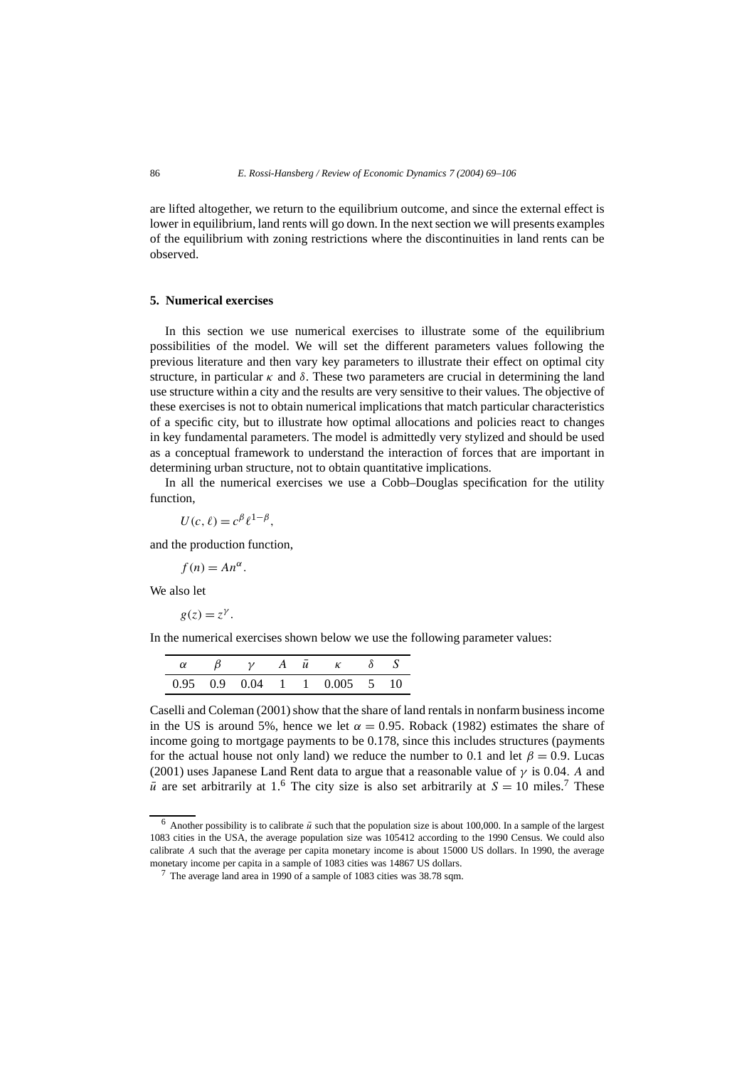are lifted altogether, we return to the equilibrium outcome, and since the external effect is lower in equilibrium, land rents will go down. In the next section we will presents examples of the equilibrium with zoning restrictions where the discontinuities in land rents can be observed.

## 5. Numerical exercises

In this section we use numerical exercises to illustrate some of the equilibrium possibilities of the model. We will set the different parameters values following the previous literature and then vary key parameters to illustrate their effect on optimal city structure, in particular $\kappa$ and $\delta$. These two parameters are crucial in determining the land use structure within a city and the results are very sensitive to their values. The objective of these exercises is not to obtain numerical implications that match particular characteristics of a specific city, but to illustrate how optimal allocations and policies react to changes in key fundamental parameters. The model is admittedly very stylized and should be used as a conceptual framework to understand the interaction of forces that are important in determining urban structure, not to obtain quantitative implications.

In all the numerical exercises we use a Cobb–Douglas specification for the utility function,

$$U(c, \ell) = c^{\beta} \ell^{1-\beta},$$

and the production function,

$$f(n) = An^{\alpha}.$$

We also let

$$g(z) = z^{\gamma}.$$

In the numerical exercises shown below we use the following parameter values:

| $\alpha$ | $\beta$ | $\gamma$ | $A$ | $\bar{u}$ | $\kappa$ | $\delta$ | $S$ |
|---|---|---|---|---|---|---|---|
| 0.95 | 0.9 | 0.04 | 1 | 1 | 0.005 | 5 | 10 |

Caselli and Coleman (2001) show that the share of land rentals in nonfarm business income in the US is around 5%, hence we let $\alpha = 0.95$. Roback (1982) estimates the share of income going to mortgage payments to be 0.178, since this includes structures (payments for the actual house not only land) we reduce the number to 0.1 and let $\beta = 0.9$. Lucas (2001) uses Japanese Land Rent data to argue that a reasonable value of $\gamma$ is 0.04. $A$ and $\bar{u}$ are set arbitrarily at 1.[6] The city size is also set arbitrarily at $S = 10$ miles.[7] These

[6] Another possibility is to calibrate $\bar{u}$ such that the population size is about 100,000. In a sample of the largest 1083 cities in the USA, the average population size was 105412 according to the 1990 Census. We could also calibrate $A$ such that the average per capita monetary income is about 15000 US dollars. In 1990, the average monetary income per capita in a sample of 1083 cities was 14867 US dollars.

[7] The average land area in 1990 of a sample of 1083 cities was 38.78 sqm.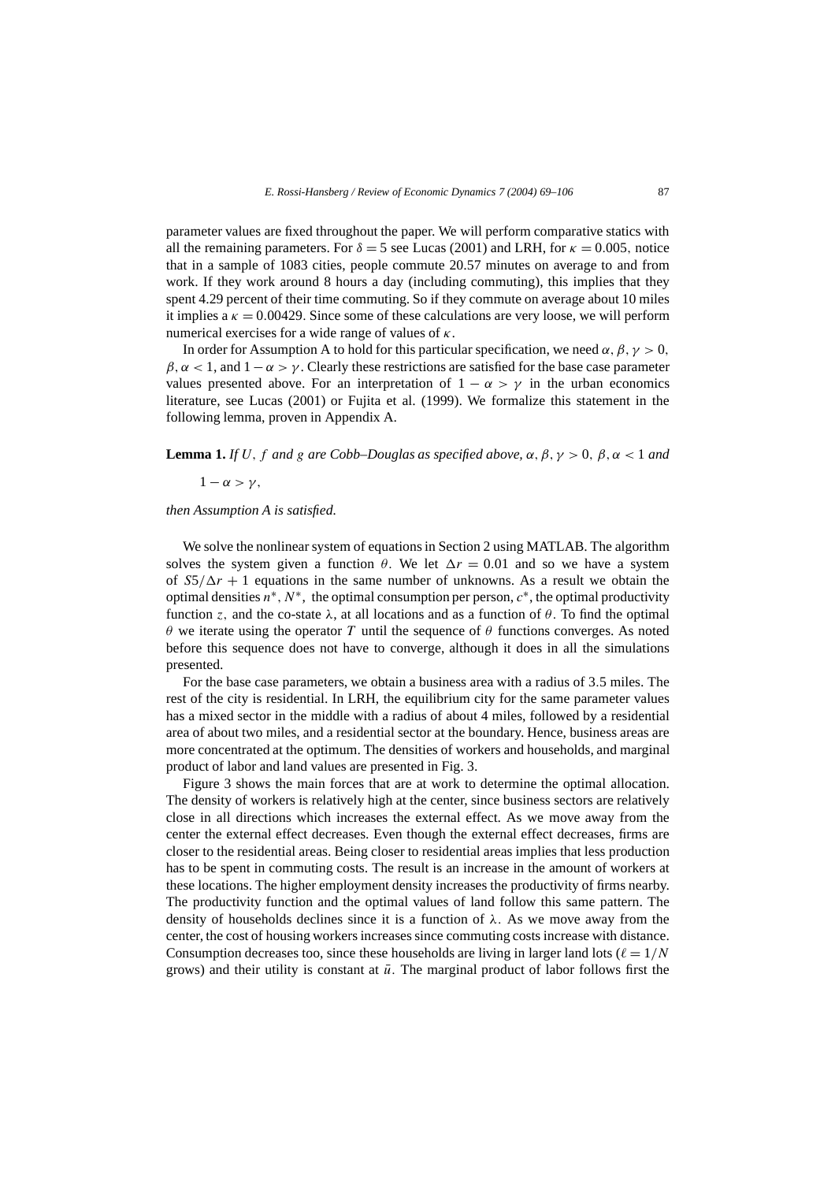parameter values are fixed throughout the paper. We will perform comparative statics with all the remaining parameters. For $\delta = 5$ see Lucas (2001) and LRH, for $\kappa = 0.005$, notice that in a sample of 1083 cities, people commute 20.57 minutes on average to and from work. If they work around 8 hours a day (including commuting), this implies that they spent 4.29 percent of their time commuting. So if they commute on average about 10 miles it implies a $\kappa = 0.00429$. Since some of these calculations are very loose, we will perform numerical exercises for a wide range of values of $\kappa$.

In order for Assumption A to hold for this particular specification, we need $\alpha, \beta, \gamma > 0$, $\beta, \alpha < 1$, and $1 - \alpha > \gamma$. Clearly these restrictions are satisfied for the base case parameter values presented above. For an interpretation of $1 - \alpha > \gamma$ in the urban economics literature, see Lucas (2001) or Fujita et al. (1999). We formalize this statement in the following lemma, proven in Appendix A.

**Lemma 1.** *If $U$, $f$ and $g$ are Cobb–Douglas as specified above, $\alpha, \beta, \gamma > 0$, $\beta, \alpha < 1$ and*

$$1 - \alpha > \gamma,$$

*then Assumption A is satisfied.*

We solve the nonlinear system of equations in Section 2 using MATLAB. The algorithm solves the system given a function $\theta$. We let $\Delta r = 0.01$ and so we have a system of $S5/\Delta r + 1$ equations in the same number of unknowns. As a result we obtain the optimal densities $n^*$, $N^*$, the optimal consumption per person, $c^*$, the optimal productivity function $z$, and the co-state $\lambda$, at all locations and as a function of $\theta$. To find the optimal $\theta$ we iterate using the operator $T$ until the sequence of $\theta$ functions converges. As noted before this sequence does not have to converge, although it does in all the simulations presented.

For the base case parameters, we obtain a business area with a radius of 3.5 miles. The rest of the city is residential. In LRH, the equilibrium city for the same parameter values has a mixed sector in the middle with a radius of about 4 miles, followed by a residential area of about two miles, and a residential sector at the boundary. Hence, business areas are more concentrated at the optimum. The densities of workers and households, and marginal product of labor and land values are presented in Fig. 3.

Figure 3 shows the main forces that are at work to determine the optimal allocation. The density of workers is relatively high at the center, since business sectors are relatively close in all directions which increases the external effect. As we move away from the center the external effect decreases. Even though the external effect decreases, firms are closer to the residential areas. Being closer to residential areas implies that less production has to be spent in commuting costs. The result is an increase in the amount of workers at these locations. The higher employment density increases the productivity of firms nearby. The productivity function and the optimal values of land follow this same pattern. The density of households declines since it is a function of $\lambda$. As we move away from the center, the cost of housing workers increases since commuting costs increase with distance. Consumption decreases too, since these households are living in larger land lots ($\ell = 1/N$ grows) and their utility is constant at $\bar{u}$. The marginal product of labor follows first the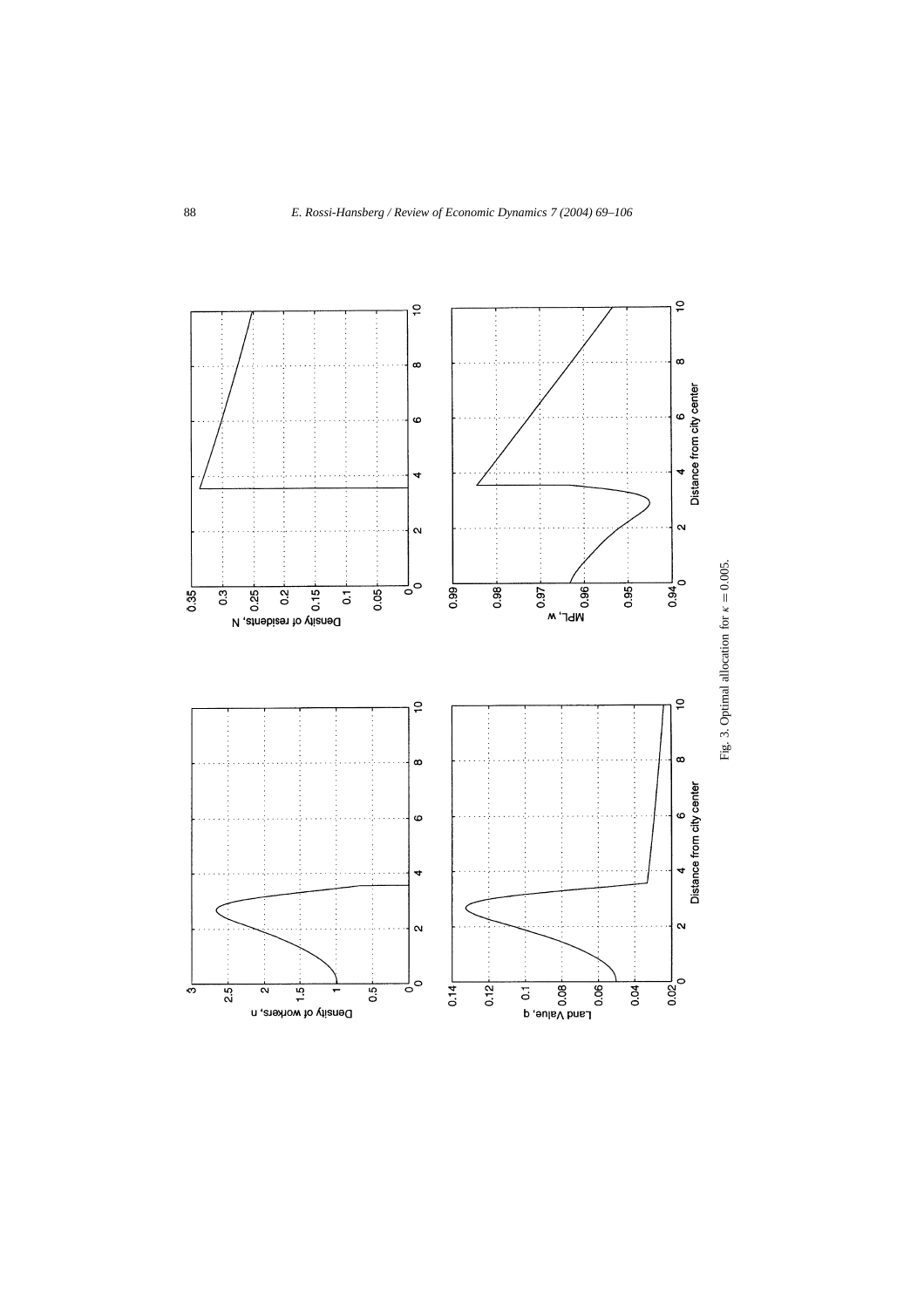Density of workers, n

3
2.5
2
1.5
1
0.5
0

0 2 4 6 8 10

Density of residents, N

0.35
0.3
0.25
0.2
0.15
0.1
0.05
0

0 2 4 6 8 10

Land Value, q

0.14
0.12
0.1
0.08
0.06
0.04
0.02

0 2 4 6 8 10

Distance from city center

MPL, w

0.99
0.98
0.97
0.96
0.95
0.94

0 2 4 6 8 10

Distance from city center

Fig. 3. Optimal allocation for $\kappa = 0.005$.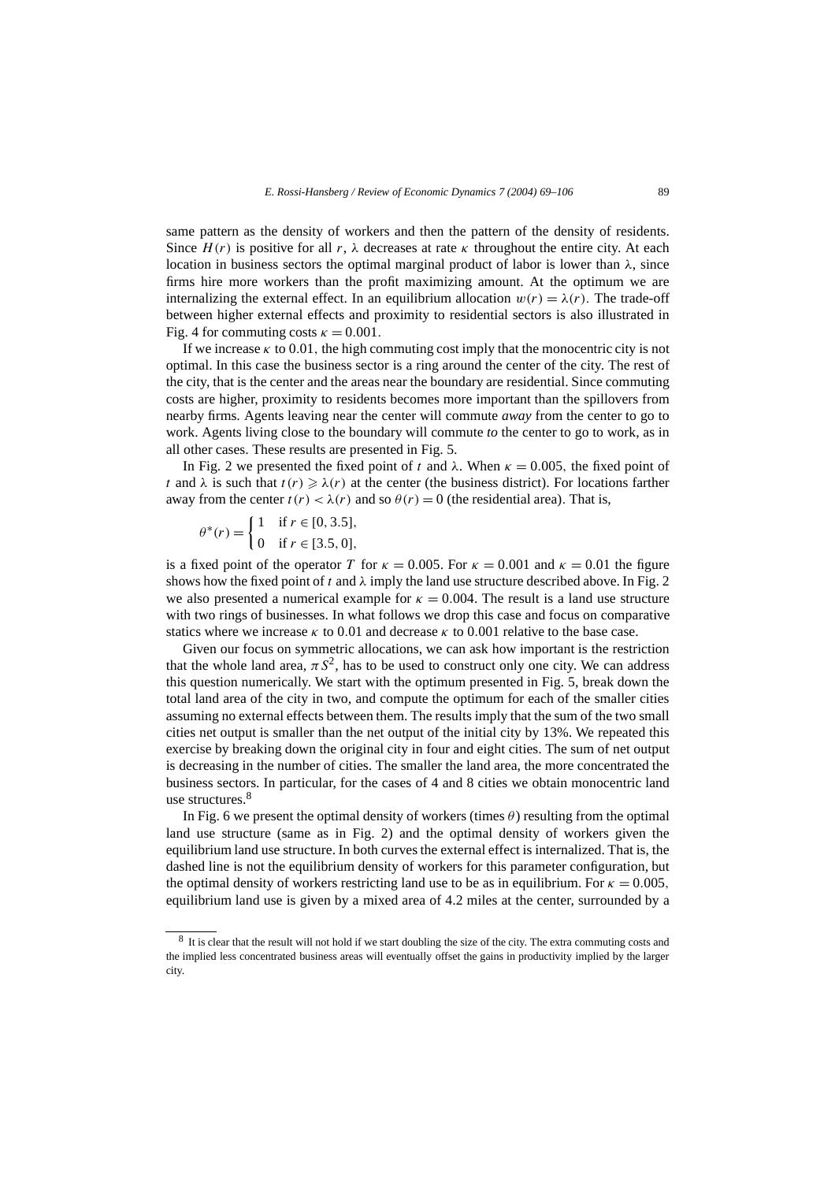same pattern as the density of workers and then the pattern of the density of residents. Since $H(r)$ is positive for all $r$, $\lambda$ decreases at rate $\kappa$ throughout the entire city. At each location in business sectors the optimal marginal product of labor is lower than $\lambda$, since firms hire more workers than the profit maximizing amount. At the optimum we are internalizing the external effect. In an equilibrium allocation $w(r) = \lambda(r)$. The trade-off between higher external effects and proximity to residential sectors is also illustrated in Fig. 4 for commuting costs $\kappa = 0.001$.

If we increase $\kappa$ to 0.01, the high commuting cost imply that the monocentric city is not optimal. In this case the business sector is a ring around the center of the city. The rest of the city, that is the center and the areas near the boundary are residential. Since commuting costs are higher, proximity to residents becomes more important than the spillovers from nearby firms. Agents leaving near the center will commute *away* from the center to go to work. Agents living close to the boundary will commute *to* the center to go to work, as in all other cases. These results are presented in Fig. 5.

In Fig. 2 we presented the fixed point of $t$ and $\lambda$. When $\kappa = 0.005$, the fixed point of $t$ and $\lambda$ is such that $t(r) \geqslant \lambda(r)$ at the center (the business district). For locations farther away from the center $t(r) < \lambda(r)$ and so $\theta(r) = 0$ (the residential area). That is,

$$\theta^*(r) = \begin{cases} 1 & \text{if } r \in [0, 3.5], \\ 0 & \text{if } r \in [3.5, 0], \end{cases}$$

is a fixed point of the operator $T$ for $\kappa = 0.005$. For $\kappa = 0.001$ and $\kappa = 0.01$ the figure shows how the fixed point of $t$ and $\lambda$ imply the land use structure described above. In Fig. 2 we also presented a numerical example for $\kappa = 0.004$. The result is a land use structure with two rings of businesses. In what follows we drop this case and focus on comparative statics where we increase $\kappa$ to 0.01 and decrease $\kappa$ to 0.001 relative to the base case.

Given our focus on symmetric allocations, we can ask how important is the restriction that the whole land area, $\pi S^2$, has to be used to construct only one city. We can address this question numerically. We start with the optimum presented in Fig. 5, break down the total land area of the city in two, and compute the optimum for each of the smaller cities assuming no external effects between them. The results imply that the sum of the two small cities net output is smaller than the net output of the initial city by 13%. We repeated this exercise by breaking down the original city in four and eight cities. The sum of net output is decreasing in the number of cities. The smaller the land area, the more concentrated the business sectors. In particular, for the cases of 4 and 8 cities we obtain monocentric land use structures.[8]

In Fig. 6 we present the optimal density of workers (times $\theta$) resulting from the optimal land use structure (same as in Fig. 2) and the optimal density of workers given the equilibrium land use structure. In both curves the external effect is internalized. That is, the dashed line is not the equilibrium density of workers for this parameter configuration, but the optimal density of workers restricting land use to be as in equilibrium. For $\kappa = 0.005$, equilibrium land use is given by a mixed area of 4.2 miles at the center, surrounded by a

[8] It is clear that the result will not hold if we start doubling the size of the city. The extra commuting costs and the implied less concentrated business areas will eventually offset the gains in productivity implied by the larger city.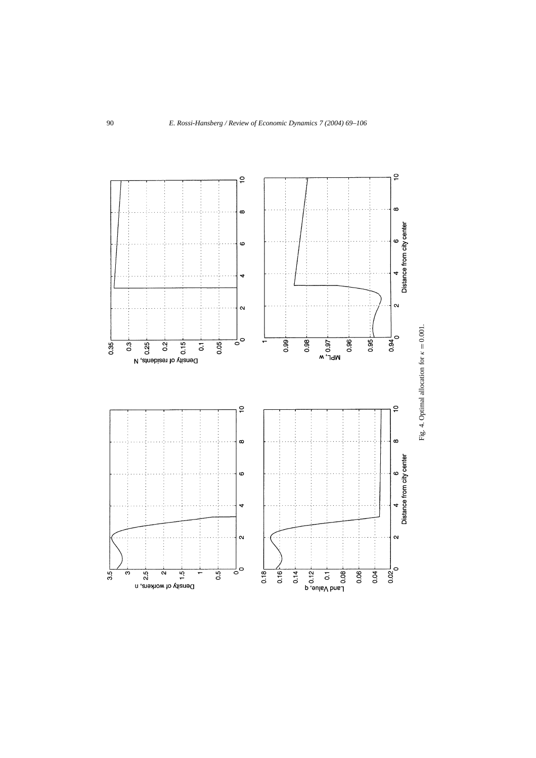Fig. 4. Optimal allocation for $\kappa = 0.001$.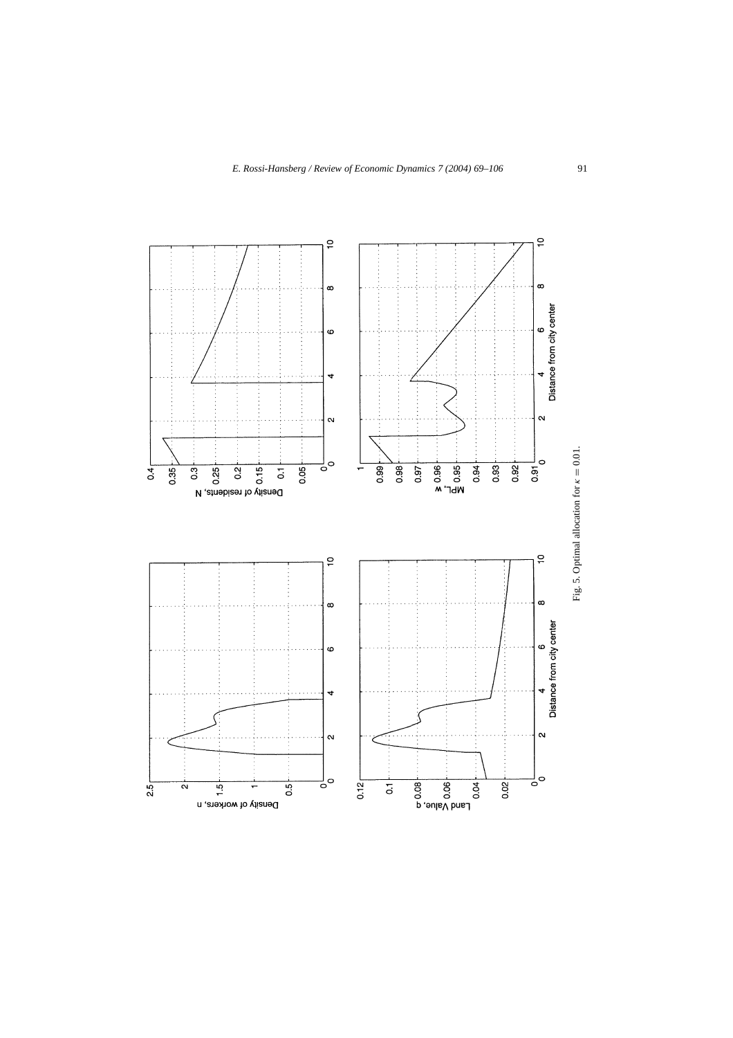Density of workers, n

2.5
2
1.5
1
0.5
0

0 2 4 6 8 10

Density of residents, N

0.4
0.35
0.3
0.25
0.2
0.15
0.1
0.05
0

0 2 4 6 8 10

Land Value, q

0.12
0.1
0.08
0.06
0.04
0.02
0

0 2 4 6 8 10

Distance from city center

MPL, w

1
0.99
0.98
0.97
0.96
0.95
0.94
0.93
0.92
0.91

0 2 4 6 8 10

Distance from city center

Fig. 5. Optimal allocation for $\kappa = 0.01$.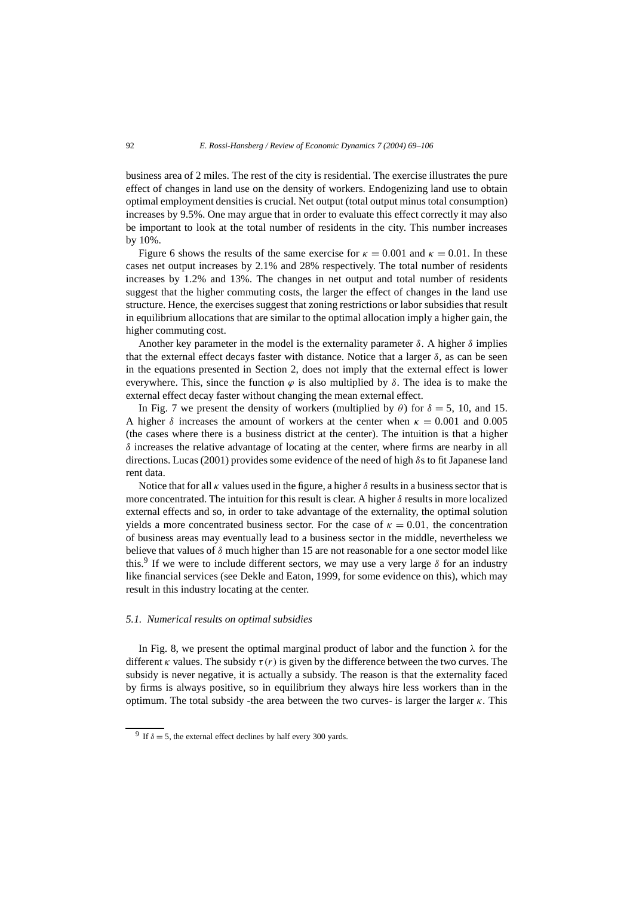business area of 2 miles. The rest of the city is residential. The exercise illustrates the pure effect of changes in land use on the density of workers. Endogenizing land use to obtain optimal employment densities is crucial. Net output (total output minus total consumption) increases by 9.5%. One may argue that in order to evaluate this effect correctly it may also be important to look at the total number of residents in the city. This number increases by 10%.

Figure 6 shows the results of the same exercise for $\kappa = 0.001$ and $\kappa = 0.01$. In these cases net output increases by 2.1% and 28% respectively. The total number of residents increases by 1.2% and 13%. The changes in net output and total number of residents suggest that the higher commuting costs, the larger the effect of changes in the land use structure. Hence, the exercises suggest that zoning restrictions or labor subsidies that result in equilibrium allocations that are similar to the optimal allocation imply a higher gain, the higher commuting cost.

Another key parameter in the model is the externality parameter $\delta$. A higher $\delta$ implies that the external effect decays faster with distance. Notice that a larger $\delta$, as can be seen in the equations presented in Section 2, does not imply that the external effect is lower everywhere. This, since the function $\varphi$ is also multiplied by $\delta$. The idea is to make the external effect decay faster without changing the mean external effect.

In Fig. 7 we present the density of workers (multiplied by $\theta$) for $\delta = 5$, 10, and 15. A higher $\delta$ increases the amount of workers at the center when $\kappa = 0.001$ and 0.005 (the cases where there is a business district at the center). The intuition is that a higher $\delta$ increases the relative advantage of locating at the center, where firms are nearby in all directions. Lucas (2001) provides some evidence of the need of high $\delta$s to fit Japanese land rent data.

Notice that for all $\kappa$ values used in the figure, a higher $\delta$ results in a business sector that is more concentrated. The intuition for this result is clear. A higher $\delta$ results in more localized external effects and so, in order to take advantage of the externality, the optimal solution yields a more concentrated business sector. For the case of $\kappa = 0.01$, the concentration of business areas may eventually lead to a business sector in the middle, nevertheless we believe that values of $\delta$ much higher than 15 are not reasonable for a one sector model like this.[9] If we were to include different sectors, we may use a very large $\delta$ for an industry like financial services (see Dekle and Eaton, 1999, for some evidence on this), which may result in this industry locating at the center.

### 5.1. *Numerical results on optimal subsidies*

In Fig. 8, we present the optimal marginal product of labor and the function $\lambda$ for the different $\kappa$ values. The subsidy $\tau(r)$ is given by the difference between the two curves. The subsidy is never negative, it is actually a subsidy. The reason is that the externality faced by firms is always positive, so in equilibrium they always hire less workers than in the optimum. The total subsidy -the area between the two curves- is larger the larger $\kappa$. This

[9] If $\delta = 5$, the external effect declines by half every 300 yards.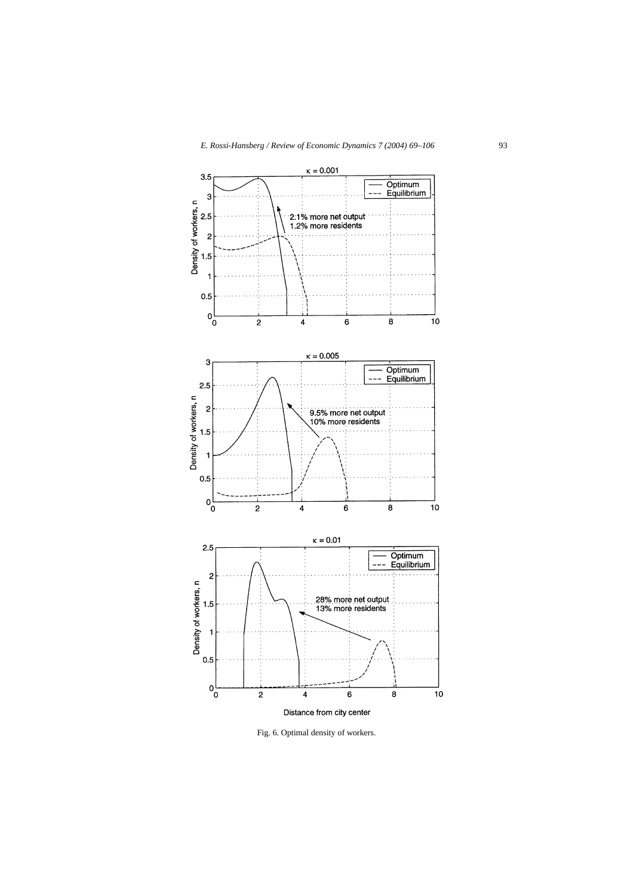$\kappa = 0.001$

Density of workers, n

Optimum

Equilibrium

2.1% more net output
1.2% more residents

$\kappa = 0.005$

Density of workers, n

Optimum

Equilibrium

9.5% more net output
10% more residents

$\kappa = 0.01$

Density of workers, n

Optimum

Equilibrium

28% more net output
13% more residents

Distance from city center

Fig. 6. Optimal density of workers.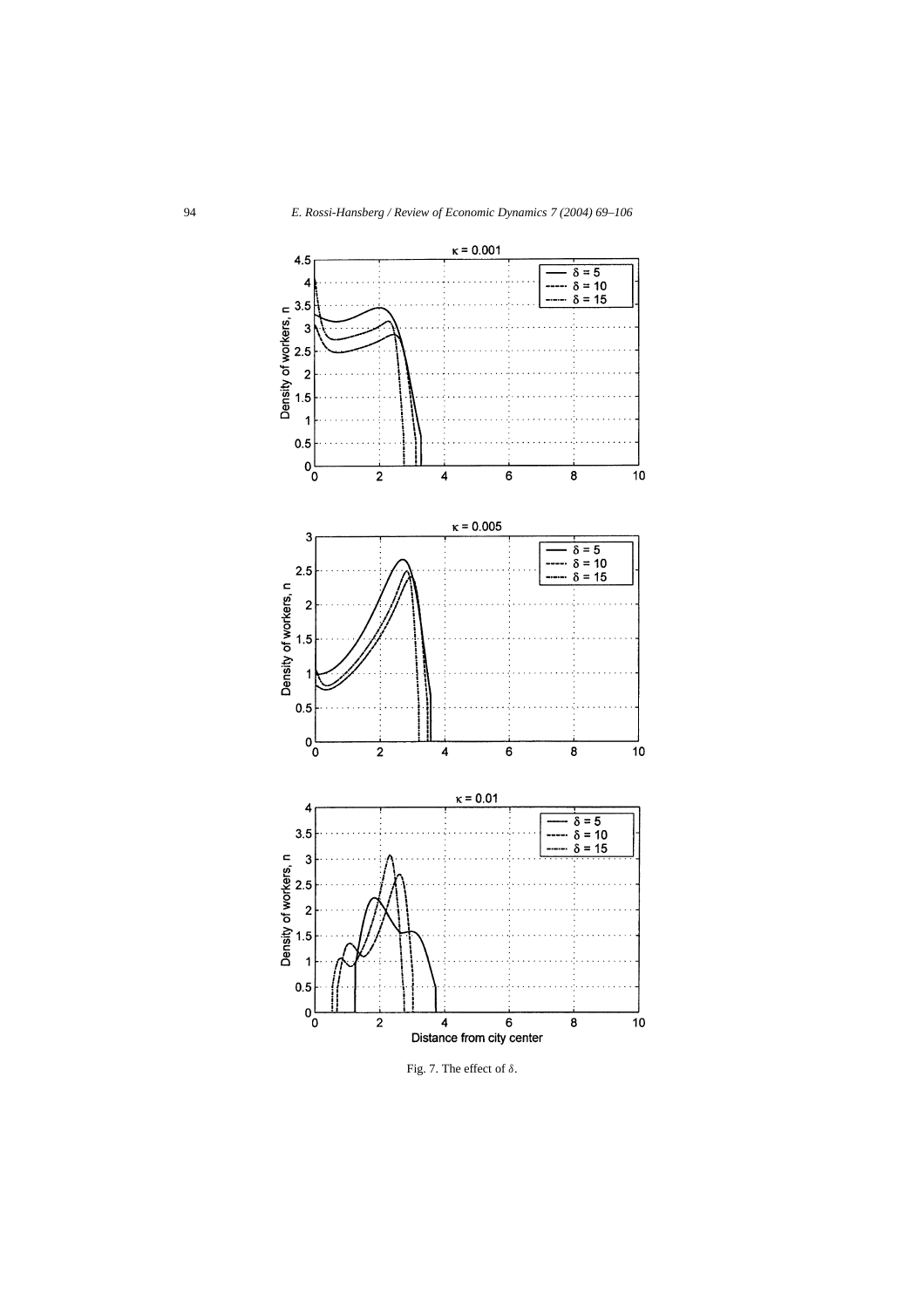κ = 0.001

Density of workers, n

δ = 5
δ = 10
δ = 15

0
0.5
1
1.5
2
2.5
3
3.5
4
4.5

0
2
4
6
8
10

κ = 0.005

Density of workers, n

δ = 5
δ = 10
δ = 15

0
0.5
1
1.5
2
2.5
3

0
2
4
6
8
10

κ = 0.01

Density of workers, n

δ = 5
δ = 10
δ = 15

0
0.5
1
1.5
2
2.5
3
3.5
4

0
2
4
6
8
10

Distance from city center

Fig. 7. The effect of $\delta$.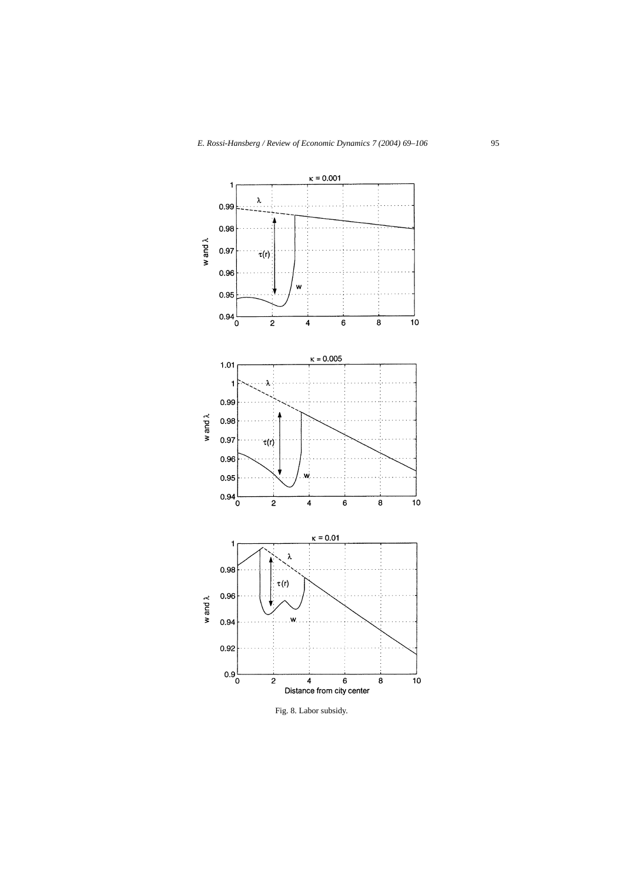κ = 0.001

1
0.99
0.98
0.97
0.96
0.95
0.94

w and λ

λ

τ(r)

w

0 2 4 6 8 10

κ = 0.005

1.01
1
0.99
0.98
0.97
0.96
0.95
0.94

w and λ

λ

τ(r)

w

0 2 4 6 8 10

κ = 0.01

1
0.98
0.96
0.94
0.92
0.9

w and λ

λ

τ(r)

w

0 2 4 6 8 10

Distance from city center

Fig. 8. Labor subsidy.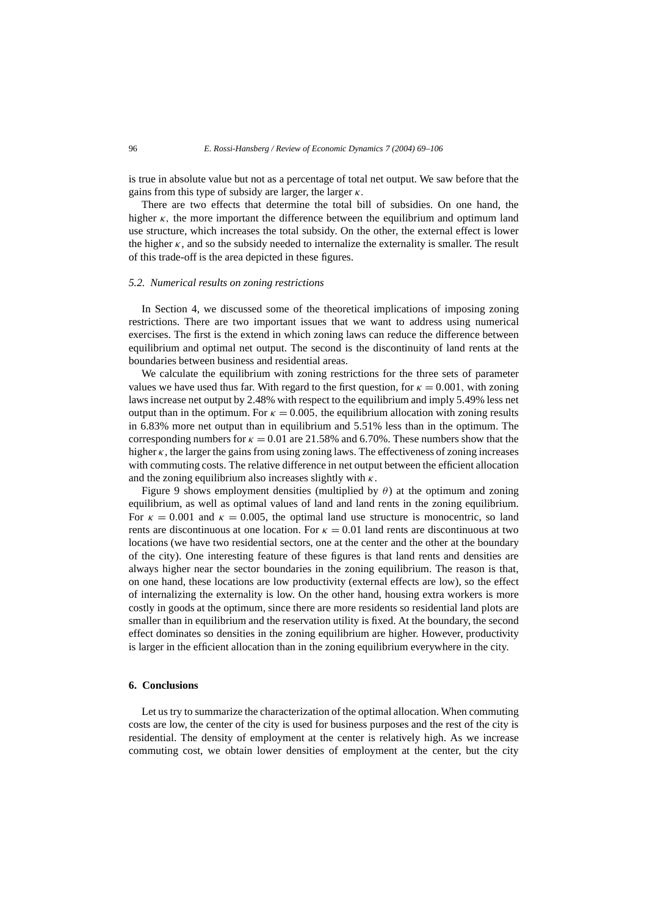is true in absolute value but not as a percentage of total net output. We saw before that the gains from this type of subsidy are larger, the larger $\kappa$.

There are two effects that determine the total bill of subsidies. On one hand, the higher $\kappa$, the more important the difference between the equilibrium and optimum land use structure, which increases the total subsidy. On the other, the external effect is lower the higher $\kappa$, and so the subsidy needed to internalize the externality is smaller. The result of this trade-off is the area depicted in these figures.

### *5.2. Numerical results on zoning restrictions*

In Section 4, we discussed some of the theoretical implications of imposing zoning restrictions. There are two important issues that we want to address using numerical exercises. The first is the extend in which zoning laws can reduce the difference between equilibrium and optimal net output. The second is the discontinuity of land rents at the boundaries between business and residential areas.

We calculate the equilibrium with zoning restrictions for the three sets of parameter values we have used thus far. With regard to the first question, for $\kappa = 0.001$, with zoning laws increase net output by 2.48% with respect to the equilibrium and imply 5.49% less net output than in the optimum. For $\kappa = 0.005$, the equilibrium allocation with zoning results in 6.83% more net output than in equilibrium and 5.51% less than in the optimum. The corresponding numbers for $\kappa = 0.01$ are 21.58% and 6.70%. These numbers show that the higher $\kappa$, the larger the gains from using zoning laws. The effectiveness of zoning increases with commuting costs. The relative difference in net output between the efficient allocation and the zoning equilibrium also increases slightly with $\kappa$.

Figure 9 shows employment densities (multiplied by $\theta$) at the optimum and zoning equilibrium, as well as optimal values of land and land rents in the zoning equilibrium. For $\kappa = 0.001$ and $\kappa = 0.005$, the optimal land use structure is monocentric, so land rents are discontinuous at one location. For $\kappa = 0.01$ land rents are discontinuous at two locations (we have two residential sectors, one at the center and the other at the boundary of the city). One interesting feature of these figures is that land rents and densities are always higher near the sector boundaries in the zoning equilibrium. The reason is that, on one hand, these locations are low productivity (external effects are low), so the effect of internalizing the externality is low. On the other hand, housing extra workers is more costly in goods at the optimum, since there are more residents so residential land plots are smaller than in equilibrium and the reservation utility is fixed. At the boundary, the second effect dominates so densities in the zoning equilibrium are higher. However, productivity is larger in the efficient allocation than in the zoning equilibrium everywhere in the city.

## **6. Conclusions**

Let us try to summarize the characterization of the optimal allocation. When commuting costs are low, the center of the city is used for business purposes and the rest of the city is residential. The density of employment at the center is relatively high. As we increase commuting cost, we obtain lower densities of employment at the center, but the city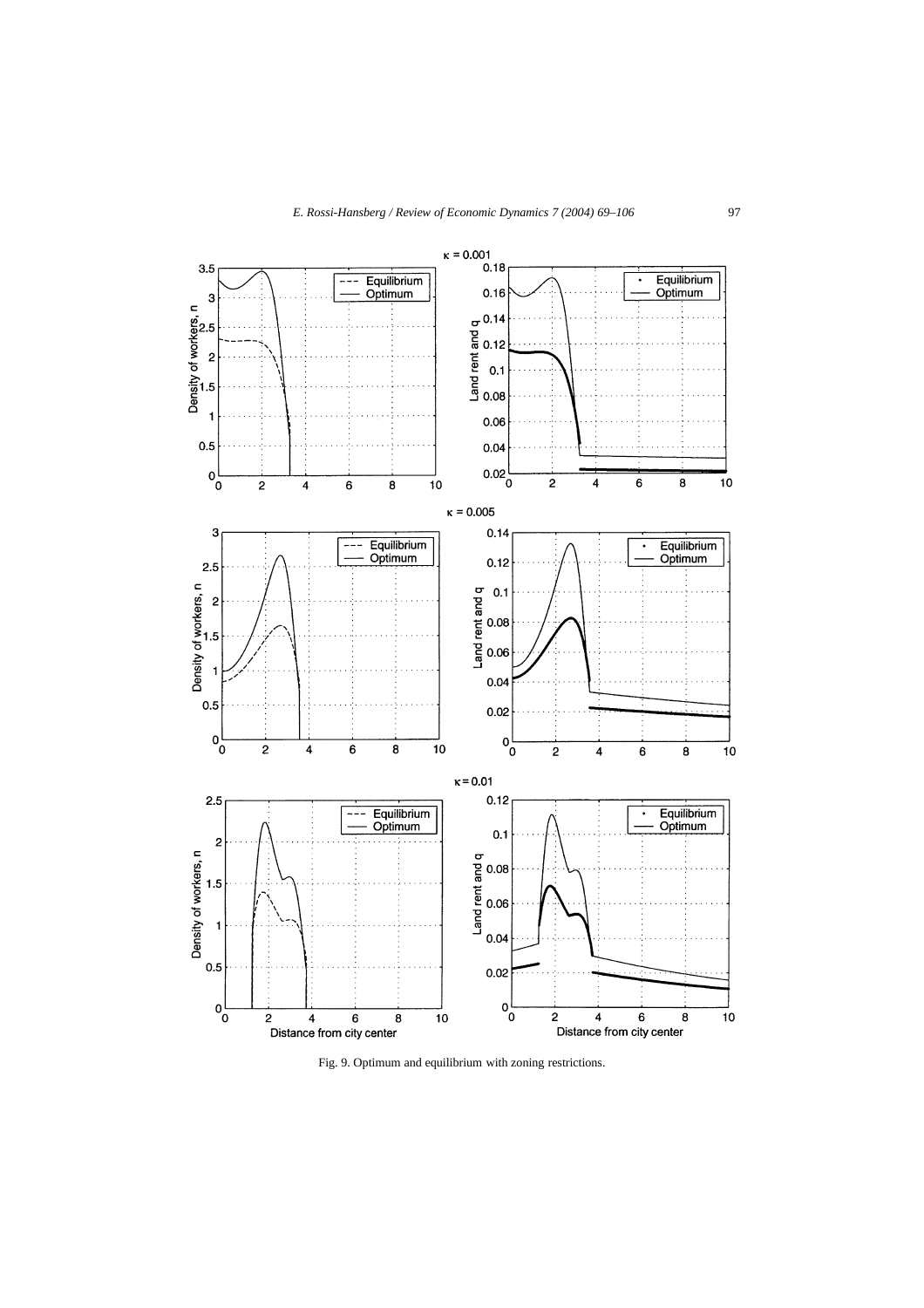Fig. 9. Optimum and equilibrium with zoning restrictions.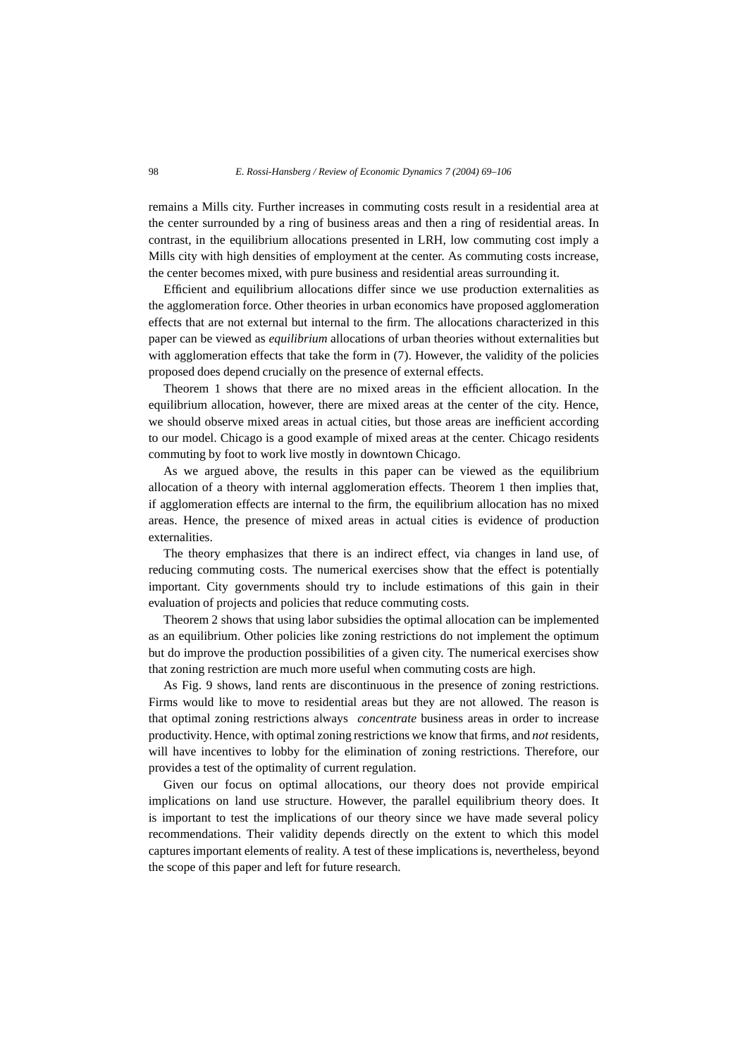remains a Mills city. Further increases in commuting costs result in a residential area at the center surrounded by a ring of business areas and then a ring of residential areas. In contrast, in the equilibrium allocations presented in LRH, low commuting cost imply a Mills city with high densities of employment at the center. As commuting costs increase, the center becomes mixed, with pure business and residential areas surrounding it.

Efficient and equilibrium allocations differ since we use production externalities as the agglomeration force. Other theories in urban economics have proposed agglomeration effects that are not external but internal to the firm. The allocations characterized in this paper can be viewed as *equilibrium* allocations of urban theories without externalities but with agglomeration effects that take the form in (7). However, the validity of the policies proposed does depend crucially on the presence of external effects.

Theorem 1 shows that there are no mixed areas in the efficient allocation. In the equilibrium allocation, however, there are mixed areas at the center of the city. Hence, we should observe mixed areas in actual cities, but those areas are inefficient according to our model. Chicago is a good example of mixed areas at the center. Chicago residents commuting by foot to work live mostly in downtown Chicago.

As we argued above, the results in this paper can be viewed as the equilibrium allocation of a theory with internal agglomeration effects. Theorem 1 then implies that, if agglomeration effects are internal to the firm, the equilibrium allocation has no mixed areas. Hence, the presence of mixed areas in actual cities is evidence of production externalities.

The theory emphasizes that there is an indirect effect, via changes in land use, of reducing commuting costs. The numerical exercises show that the effect is potentially important. City governments should try to include estimations of this gain in their evaluation of projects and policies that reduce commuting costs.

Theorem 2 shows that using labor subsidies the optimal allocation can be implemented as an equilibrium. Other policies like zoning restrictions do not implement the optimum but do improve the production possibilities of a given city. The numerical exercises show that zoning restriction are much more useful when commuting costs are high.

As Fig. 9 shows, land rents are discontinuous in the presence of zoning restrictions. Firms would like to move to residential areas but they are not allowed. The reason is that optimal zoning restrictions always *concentrate* business areas in order to increase productivity. Hence, with optimal zoning restrictions we know that firms, and *not* residents, will have incentives to lobby for the elimination of zoning restrictions. Therefore, our provides a test of the optimality of current regulation.

Given our focus on optimal allocations, our theory does not provide empirical implications on land use structure. However, the parallel equilibrium theory does. It is important to test the implications of our theory since we have made several policy recommendations. Their validity depends directly on the extent to which this model captures important elements of reality. A test of these implications is, nevertheless, beyond the scope of this paper and left for future research.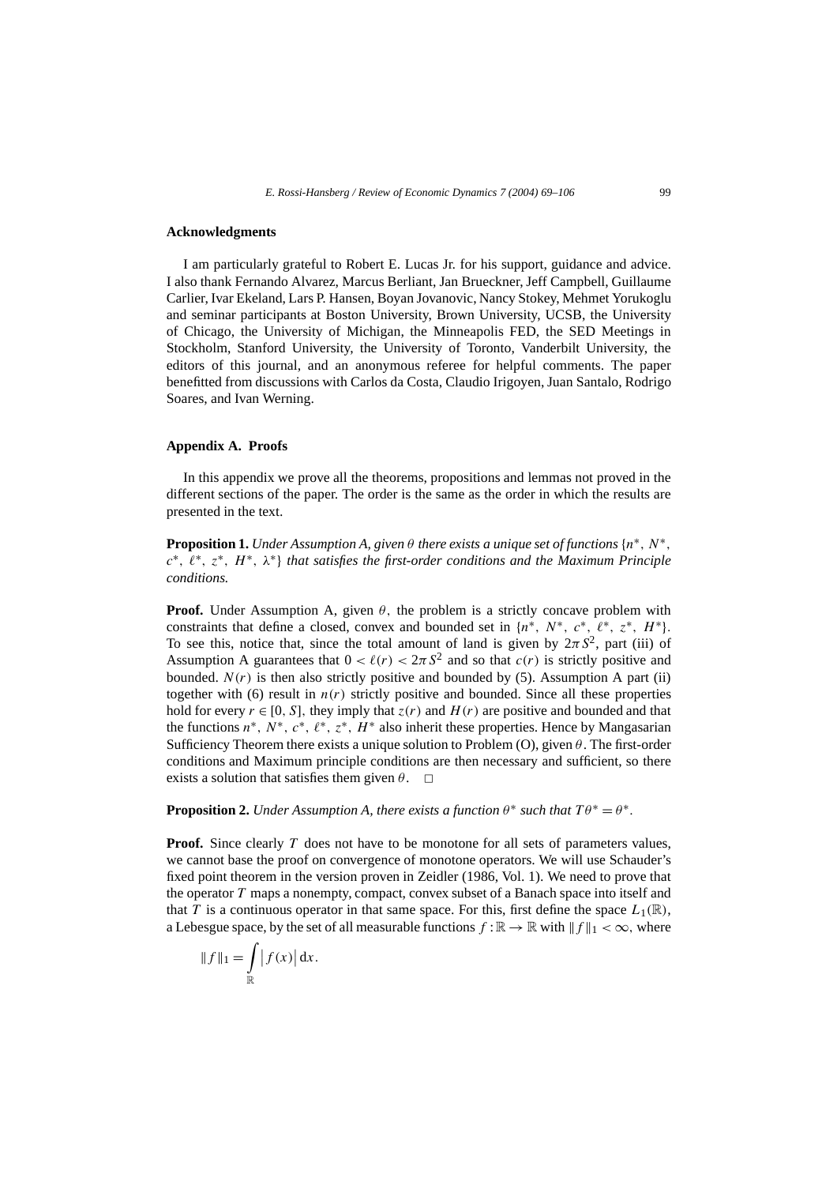## Acknowledgments

I am particularly grateful to Robert E. Lucas Jr. for his support, guidance and advice. I also thank Fernando Alvarez, Marcus Berliant, Jan Brueckner, Jeff Campbell, Guillaume Carlier, Ivar Ekeland, Lars P. Hansen, Boyan Jovanovic, Nancy Stokey, Mehmet Yorukoglu and seminar participants at Boston University, Brown University, UCSB, the University of Chicago, the University of Michigan, the Minneapolis FED, the SED Meetings in Stockholm, Stanford University, the University of Toronto, Vanderbilt University, the editors of this journal, and an anonymous referee for helpful comments. The paper benefitted from discussions with Carlos da Costa, Claudio Irigoyen, Juan Santalo, Rodrigo Soares, and Ivan Werning.

## Appendix A. Proofs

In this appendix we prove all the theorems, propositions and lemmas not proved in the different sections of the paper. The order is the same as the order in which the results are presented in the text.

**Proposition 1.** *Under Assumption A, given $\theta$ there exists a unique set of functions $\{n^*, N^*, c^*, \ell^*, z^*, H^*, \lambda^*\}$ that satisfies the first-order conditions and the Maximum Principle conditions.*

**Proof.** Under Assumption A, given $\theta$, the problem is a strictly concave problem with constraints that define a closed, convex and bounded set in $\{n^*, N^*, c^*, \ell^*, z^*, H^*\}$. To see this, notice that, since the total amount of land is given by $2\pi S^2$, part (iii) of Assumption A guarantees that $0 < \ell(r) < 2\pi S^2$ and so that $c(r)$ is strictly positive and bounded. $N(r)$ is then also strictly positive and bounded by (5). Assumption A part (ii) together with (6) result in $n(r)$ strictly positive and bounded. Since all these properties hold for every $r \in [0, S]$, they imply that $z(r)$ and $H(r)$ are positive and bounded and that the functions $n^*, N^*, c^*, \ell^*, z^*, H^*$ also inherit these properties. Hence by Mangasarian Sufficiency Theorem there exists a unique solution to Problem (O), given $\theta$. The first-order conditions and Maximum principle conditions are then necessary and sufficient, so there exists a solution that satisfies them given $\theta$. $\square$

**Proposition 2.** *Under Assumption A, there exists a function $\theta^*$ such that $T\theta^* = \theta^*$.*

**Proof.** Since clearly $T$ does not have to be monotone for all sets of parameters values, we cannot base the proof on convergence of monotone operators. We will use Schauder's fixed point theorem in the version proven in Zeidler (1986, Vol. 1). We need to prove that the operator $T$ maps a nonempty, compact, convex subset of a Banach space into itself and that $T$ is a continuous operator in that same space. For this, first define the space $L_1(\mathbb{R})$, a Lebesgue space, by the set of all measurable functions $f : \mathbb{R} \to \mathbb{R}$ with $\|f\|_1 < \infty$, where

$$\|f\|_1 = \int_{\mathbb{R}} \left| f(x) \right| \mathrm{d}x.$$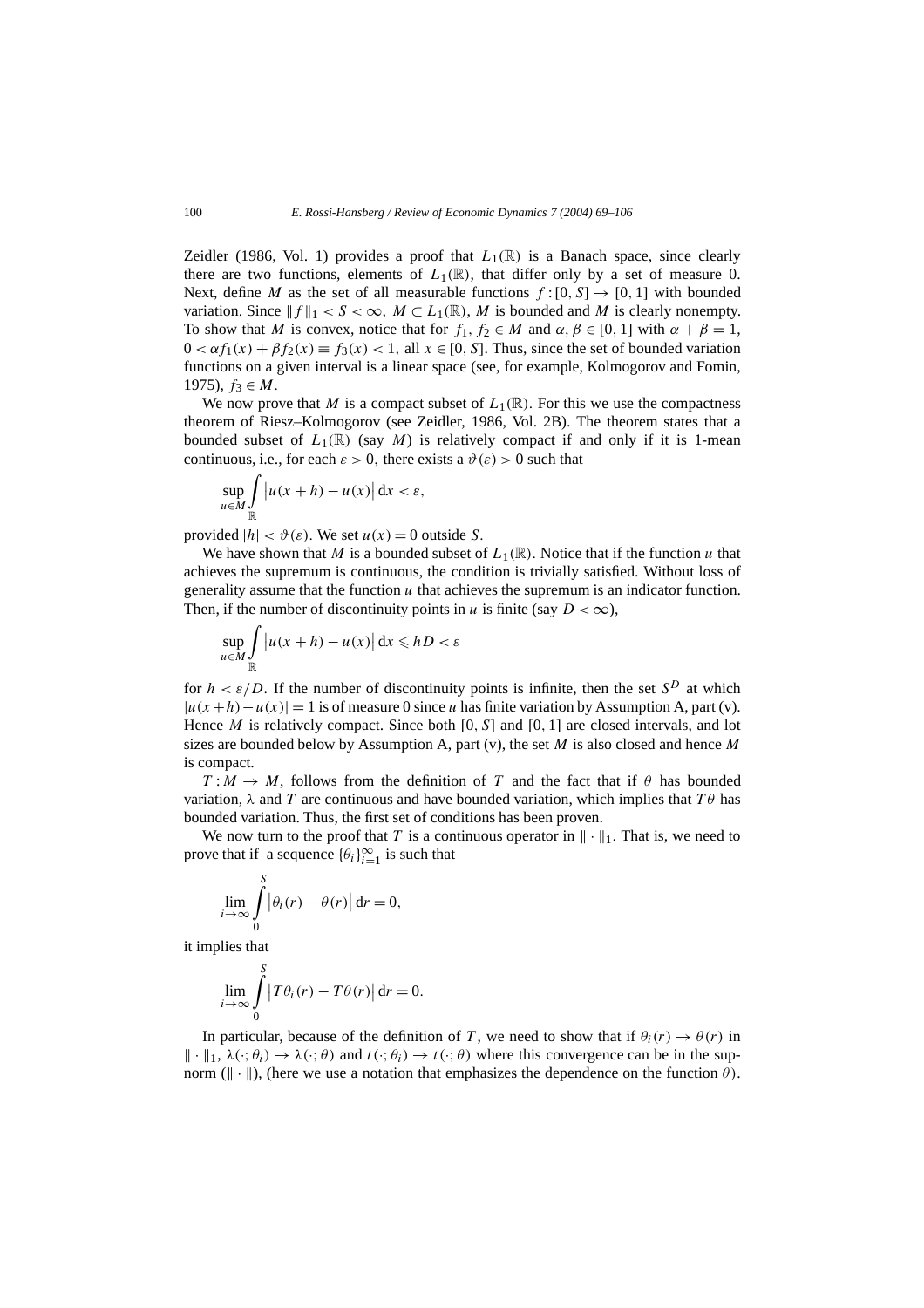Zeidler (1986, Vol. 1) provides a proof that $L_1(\mathbb{R})$ is a Banach space, since clearly there are two functions, elements of $L_1(\mathbb{R})$, that differ only by a set of measure 0. Next, define $M$ as the set of all measurable functions $f:[0,S] \to [0,1]$ with bounded variation. Since $\|f\|_1 < S < \infty$, $M \subset L_1(\mathbb{R})$, $M$ is bounded and $M$ is clearly nonempty. To show that $M$ is convex, notice that for $f_1, f_2 \in M$ and $\alpha, \beta \in [0,1]$ with $\alpha + \beta = 1$, $0 < \alpha f_1(x) + \beta f_2(x) \equiv f_3(x) < 1$, all $x \in [0,S]$. Thus, since the set of bounded variation functions on a given interval is a linear space (see, for example, Kolmogorov and Fomin, 1975), $f_3 \in M$.

We now prove that $M$ is a compact subset of $L_1(\mathbb{R})$. For this we use the compactness theorem of Riesz–Kolmogorov (see Zeidler, 1986, Vol. 2B). The theorem states that a bounded subset of $L_1(\mathbb{R})$ (say $M$) is relatively compact if and only if it is 1-mean continuous, i.e., for each $\varepsilon > 0$, there exists a $\vartheta(\varepsilon) > 0$ such that

$$\sup_{u \in M} \int_{\mathbb{R}} \left| u(x+h) - u(x) \right| \mathrm{d}x < \varepsilon,$$

provided $|h| < \vartheta(\varepsilon)$. We set $u(x) = 0$ outside $S$.

We have shown that $M$ is a bounded subset of $L_1(\mathbb{R})$. Notice that if the function $u$ that achieves the supremum is continuous, the condition is trivially satisfied. Without loss of generality assume that the function $u$ that achieves the supremum is an indicator function. Then, if the number of discontinuity points in $u$ is finite (say $D < \infty$),

$$\sup_{u \in M} \int_{\mathbb{R}} \left| u(x+h) - u(x) \right| \mathrm{d}x \leqslant hD < \varepsilon$$

for $h < \varepsilon/D$. If the number of discontinuity points is infinite, then the set $S^D$ at which $|u(x+h) - u(x)| = 1$ is of measure 0 since $u$ has finite variation by Assumption A, part (v). Hence $M$ is relatively compact. Since both $[0,S]$ and $[0,1]$ are closed intervals, and lot sizes are bounded below by Assumption A, part (v), the set $M$ is also closed and hence $M$ is compact.

$T: M \to M$, follows from the definition of $T$ and the fact that if $\theta$ has bounded variation, $\lambda$ and $T$ are continuous and have bounded variation, which implies that $T\theta$ has bounded variation. Thus, the first set of conditions has been proven.

We now turn to the proof that $T$ is a continuous operator in $\|\cdot\|_1$. That is, we need to prove that if a sequence $\{\theta_i\}_{i=1}^{\infty}$ is such that

$$\lim_{i \to \infty} \int_0^S \left| \theta_i(r) - \theta(r) \right| \mathrm{d}r = 0,$$

it implies that

$$\lim_{i \to \infty} \int_0^S \left| T\theta_i(r) - T\theta(r) \right| \mathrm{d}r = 0.$$

In particular, because of the definition of $T$, we need to show that if $\theta_i(r) \to \theta(r)$ in $\|\cdot\|_1$, $\lambda(\cdot;\theta_i) \to \lambda(\cdot;\theta)$ and $t(\cdot;\theta_i) \to t(\cdot;\theta)$ where this convergence can be in the sup-norm ($\|\cdot\|$), (here we use a notation that emphasizes the dependence on the function $\theta$).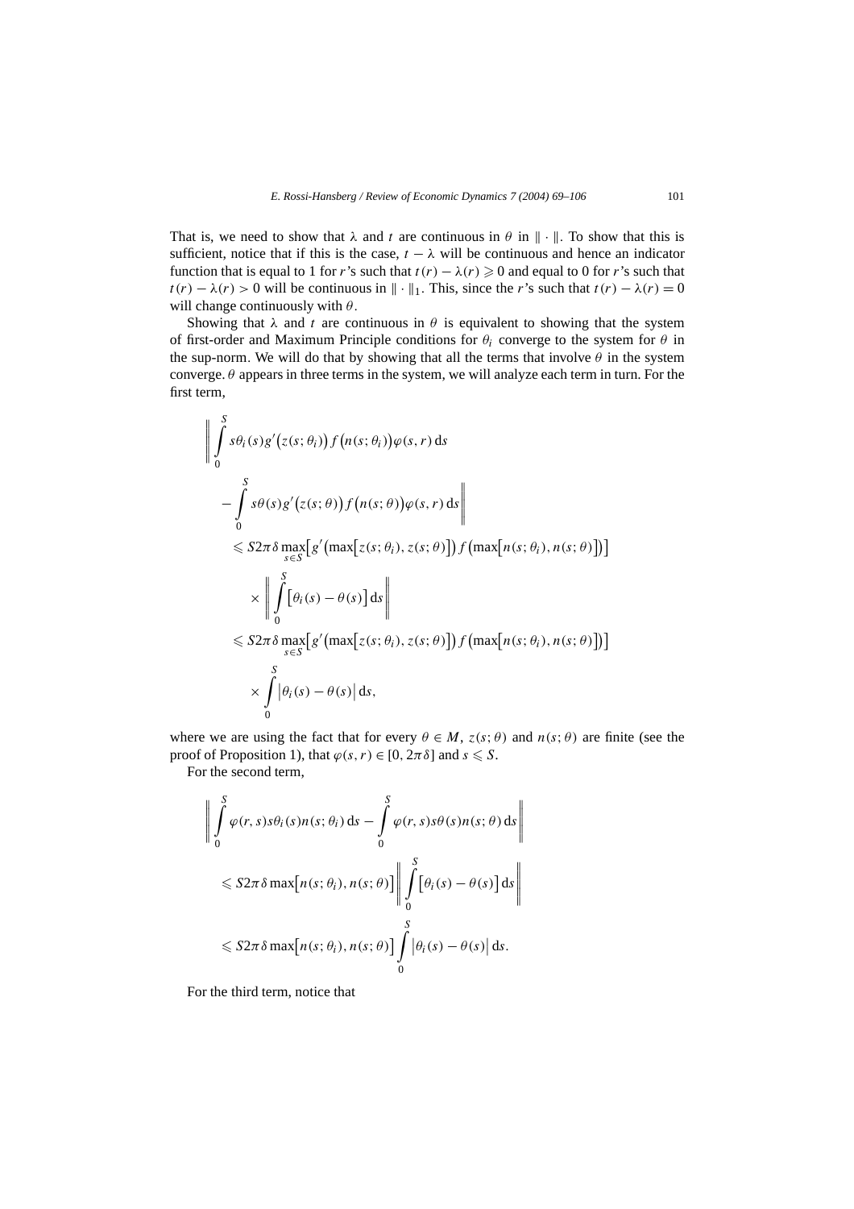That is, we need to show that $\lambda$ and $t$ are continuous in $\theta$ in $\|\cdot\|$. To show that this is sufficient, notice that if this is the case, $t - \lambda$ will be continuous and hence an indicator function that is equal to 1 for $r$'s such that $t(r) - \lambda(r) \geqslant 0$ and equal to 0 for $r$'s such that $t(r) - \lambda(r) > 0$ will be continuous in $\|\cdot\|_1$. This, since the $r$'s such that $t(r) - \lambda(r) = 0$ will change continuously with $\theta$.

Showing that $\lambda$ and $t$ are continuous in $\theta$ is equivalent to showing that the system of first-order and Maximum Principle conditions for $\theta_i$ converge to the system for $\theta$ in the sup-norm. We will do that by showing that all the terms that involve $\theta$ in the system converge. $\theta$ appears in three terms in the system, we will analyze each term in turn. For the first term,

$$
\begin{aligned}
&\left\| \int_0^S s\theta_i(s) g'\big(z(s;\theta_i)\big) f\big(n(s;\theta_i)\big)\varphi(s,r)\,\mathrm{d}s \right. \\
&\quad \left. - \int_0^S s\theta(s) g'\big(z(s;\theta)\big) f\big(n(s;\theta)\big)\varphi(s,r)\,\mathrm{d}s \right\| \\
&\quad \leqslant S2\pi\delta \max_{s\in S}\Big[g'\big(\max\big[z(s;\theta_i), z(s;\theta)\big]\big) f\big(\max\big[n(s;\theta_i), n(s;\theta)\big]\big)\Big] \\
&\qquad \times \left\| \int_0^S \big[\theta_i(s) - \theta(s)\big]\,\mathrm{d}s \right\| \\
&\quad \leqslant S2\pi\delta \max_{s\in S}\Big[g'\big(\max\big[z(s;\theta_i), z(s;\theta)\big]\big) f\big(\max\big[n(s;\theta_i), n(s;\theta)\big]\big)\Big] \\
&\qquad \times \int_0^S \big|\theta_i(s) - \theta(s)\big|\,\mathrm{d}s,
\end{aligned}
$$

where we are using the fact that for every $\theta \in M$, $z(s;\theta)$ and $n(s;\theta)$ are finite (see the proof of Proposition 1), that $\varphi(s,r) \in [0, 2\pi\delta]$ and $s \leqslant S$.

For the second term,

$$
\begin{aligned}
&\left\| \int_0^S \varphi(r,s)s\theta_i(s)n(s;\theta_i)\,\mathrm{d}s - \int_0^S \varphi(r,s)s\theta(s)n(s;\theta)\,\mathrm{d}s \right\| \\
&\quad \leqslant S2\pi\delta \max\big[n(s;\theta_i), n(s;\theta)\big] \left\| \int_0^S \big[\theta_i(s) - \theta(s)\big]\,\mathrm{d}s \right\| \\
&\quad \leqslant S2\pi\delta \max\big[n(s;\theta_i), n(s;\theta)\big] \int_0^S \big|\theta_i(s) - \theta(s)\big|\,\mathrm{d}s.
\end{aligned}
$$

For the third term, notice that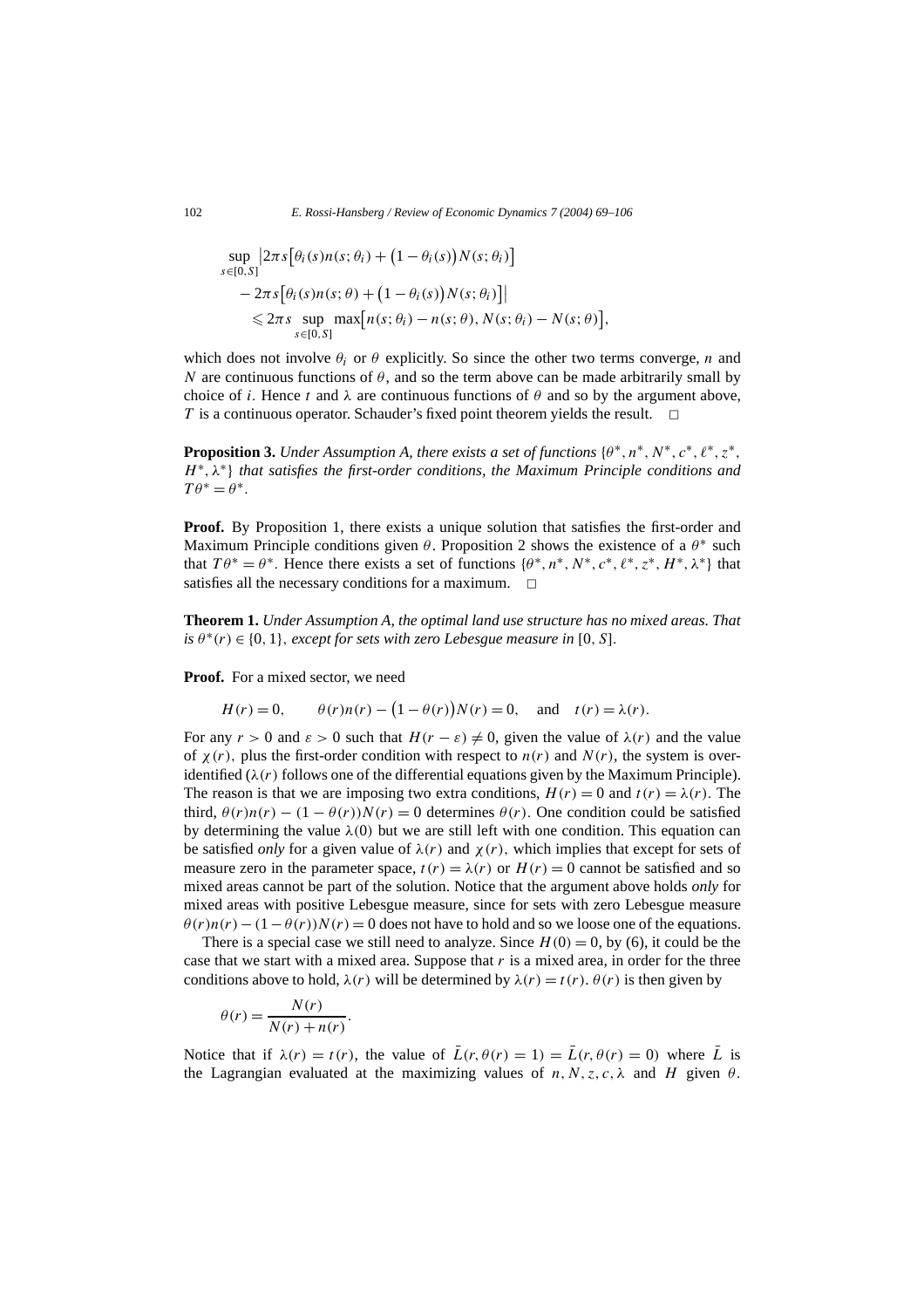$$\sup_{s\in[0,S]} \big|2\pi s\big[\theta_i(s)n(s;\theta_i) + \big(1-\theta_i(s)\big)N(s;\theta_i)\big] - 2\pi s\big[\theta_i(s)n(s;\theta) + \big(1-\theta_i(s)\big)N(s;\theta_i)\big]\big| \leqslant 2\pi s \sup_{s\in[0,S]} \max\big[n(s;\theta_i) - n(s;\theta), N(s;\theta_i) - N(s;\theta)\big],$$

which does not involve $\theta_i$ or $\theta$ explicitly. So since the other two terms converge, $n$ and $N$ are continuous functions of $\theta$, and so the term above can be made arbitrarily small by choice of $i$. Hence $t$ and $\lambda$ are continuous functions of $\theta$ and so by the argument above, $T$ is a continuous operator. Schauder's fixed point theorem yields the result. □

**Proposition 3.** *Under Assumption A, there exists a set of functions* $\{\theta^*, n^*, N^*, c^*, \ell^*, z^*, H^*, \lambda^*\}$ *that satisfies the first-order conditions, the Maximum Principle conditions and* $T\theta^* = \theta^*$.

**Proof.** By Proposition 1, there exists a unique solution that satisfies the first-order and Maximum Principle conditions given $\theta$. Proposition 2 shows the existence of a $\theta^*$ such that $T\theta^* = \theta^*$. Hence there exists a set of functions $\{\theta^*, n^*, N^*, c^*, \ell^*, z^*, H^*, \lambda^*\}$ that satisfies all the necessary conditions for a maximum. □

**Theorem 1.** *Under Assumption A, the optimal land use structure has no mixed areas. That is* $\theta^*(r) \in \{0, 1\}$, *except for sets with zero Lebesgue measure in* $[0, S]$.

**Proof.** For a mixed sector, we need

$$H(r) = 0, \qquad \theta(r)n(r) - \big(1-\theta(r)\big)N(r) = 0, \quad \text{and} \quad t(r) = \lambda(r).$$

For any $r > 0$ and $\varepsilon > 0$ such that $H(r-\varepsilon) \neq 0$, given the value of $\lambda(r)$ and the value of $\chi(r)$, plus the first-order condition with respect to $n(r)$ and $N(r)$, the system is over-identified ($\lambda(r)$ follows one of the differential equations given by the Maximum Principle). The reason is that we are imposing two extra conditions, $H(r) = 0$ and $t(r) = \lambda(r)$. The third, $\theta(r)n(r) - (1-\theta(r))N(r) = 0$ determines $\theta(r)$. One condition could be satisfied by determining the value $\lambda(0)$ but we are still left with one condition. This equation can be satisfied *only* for a given value of $\lambda(r)$ and $\chi(r)$, which implies that except for sets of measure zero in the parameter space, $t(r) = \lambda(r)$ or $H(r) = 0$ cannot be satisfied and so mixed areas cannot be part of the solution. Notice that the argument above holds *only* for mixed areas with positive Lebesgue measure, since for sets with zero Lebesgue measure $\theta(r)n(r) - (1-\theta(r))N(r) = 0$ does not have to hold and so we loose one of the equations.

There is a special case we still need to analyze. Since $H(0) = 0$, by (6), it could be the case that we start with a mixed area. Suppose that $r$ is a mixed area, in order for the three conditions above to hold, $\lambda(r)$ will be determined by $\lambda(r) = t(r)$. $\theta(r)$ is then given by

$$\theta(r) = \frac{N(r)}{N(r) + n(r)}.$$

Notice that if $\lambda(r) = t(r)$, the value of $\bar{L}(r, \theta(r) = 1) = \bar{L}(r, \theta(r) = 0)$ where $\bar{L}$ is the Lagrangian evaluated at the maximizing values of $n, N, z, c, \lambda$ and $H$ given $\theta$.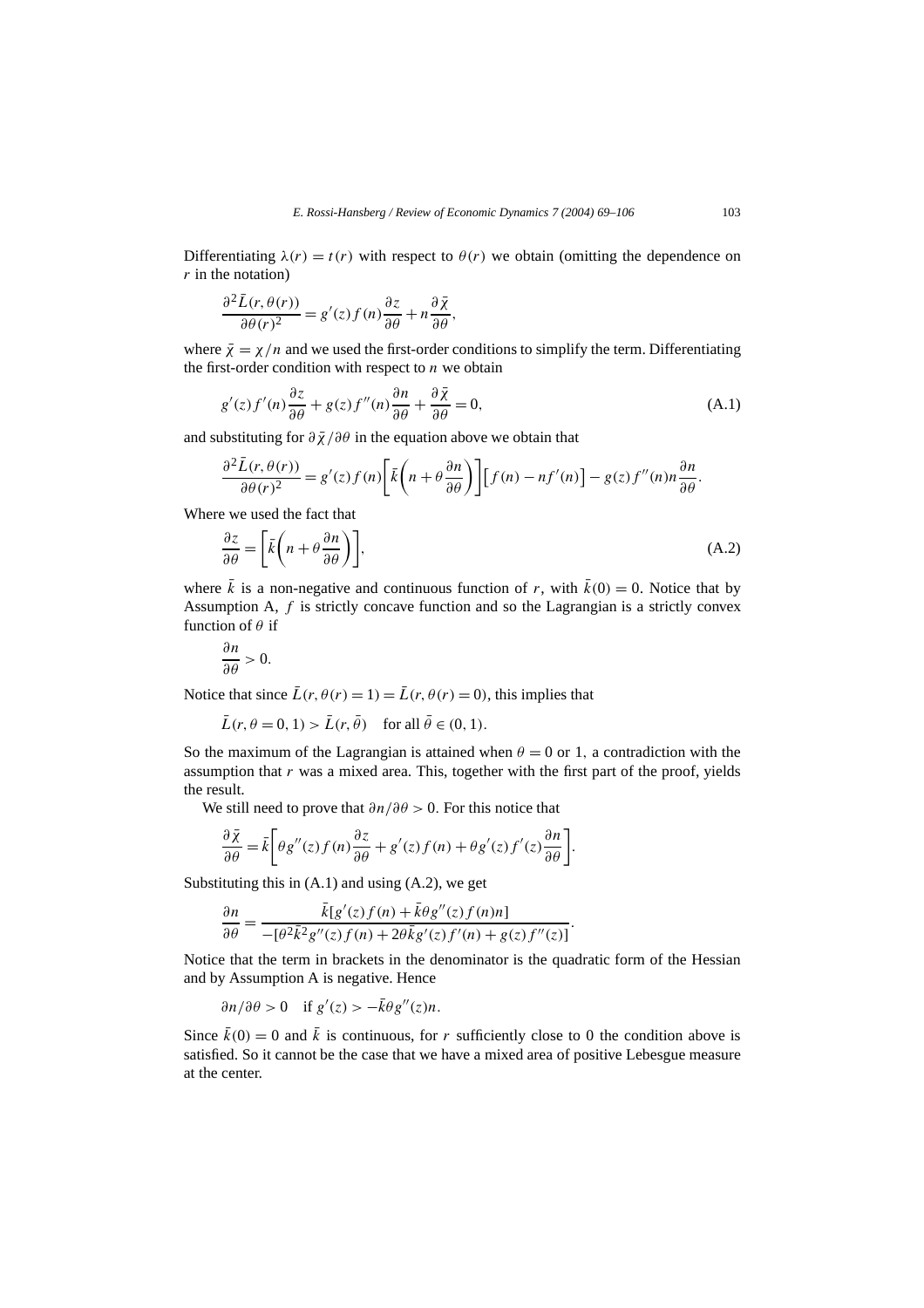Differentiating $\lambda(r) = t(r)$ with respect to $\theta(r)$ we obtain (omitting the dependence on $r$ in the notation)

$$\frac{\partial^2 \bar{L}(r, \theta(r))}{\partial \theta(r)^2} = g'(z) f(n) \frac{\partial z}{\partial \theta} + n \frac{\partial \bar{\chi}}{\partial \theta},$$

where $\bar{\chi} = \chi / n$ and we used the first-order conditions to simplify the term. Differentiating the first-order condition with respect to $n$ we obtain

$$g'(z) f'(n) \frac{\partial z}{\partial \theta} + g(z) f''(n) \frac{\partial n}{\partial \theta} + \frac{\partial \bar{\chi}}{\partial \theta} = 0, \tag{A.1}$$

and substituting for $\partial \bar{\chi} / \partial \theta$ in the equation above we obtain that

$$\frac{\partial^2 \bar{L}(r, \theta(r))}{\partial \theta(r)^2} = g'(z) f(n) \left[ \bar{k} \left( n + \theta \frac{\partial n}{\partial \theta} \right) \right] \left[ f(n) - n f'(n) \right] - g(z) f''(n) n \frac{\partial n}{\partial \theta}.$$

Where we used the fact that

$$\frac{\partial z}{\partial \theta} = \left[ \bar{k} \left( n + \theta \frac{\partial n}{\partial \theta} \right) \right], \tag{A.2}$$

where $\bar{k}$ is a non-negative and continuous function of $r$, with $\bar{k}(0) = 0$. Notice that by Assumption A, $f$ is strictly concave function and so the Lagrangian is a strictly convex function of $\theta$ if

$$\frac{\partial n}{\partial \theta} > 0.$$

Notice that since $\bar{L}(r, \theta(r) = 1) = \bar{L}(r, \theta(r) = 0)$, this implies that

$$\bar{L}(r, \theta = 0, 1) > \bar{L}(r, \bar{\theta}) \quad \text{for all } \bar{\theta} \in (0, 1).$$

So the maximum of the Lagrangian is attained when $\theta = 0$ or $1$, a contradiction with the assumption that $r$ was a mixed area. This, together with the first part of the proof, yields the result.

We still need to prove that $\partial n / \partial \theta > 0$. For this notice that

$$\frac{\partial \bar{\chi}}{\partial \theta} = \bar{k} \left[ \theta g''(z) f(n) \frac{\partial z}{\partial \theta} + g'(z) f(n) + \theta g'(z) f'(z) \frac{\partial n}{\partial \theta} \right].$$

Substituting this in (A.1) and using (A.2), we get

$$\frac{\partial n}{\partial \theta} = \frac{\bar{k}[g'(z) f(n) + \bar{k} \theta g''(z) f(n) n]}{-[\theta^2 \bar{k}^2 g''(z) f(n) + 2\theta \bar{k} g'(z) f'(n) + g(z) f''(z)]}.$$

Notice that the term in brackets in the denominator is the quadratic form of the Hessian and by Assumption A is negative. Hence

$$\partial n / \partial \theta > 0 \quad \text{if } g'(z) > -\bar{k} \theta g''(z) n.$$

Since $\bar{k}(0) = 0$ and $\bar{k}$ is continuous, for $r$ sufficiently close to 0 the condition above is satisfied. So it cannot be the case that we have a mixed area of positive Lebesgue measure at the center.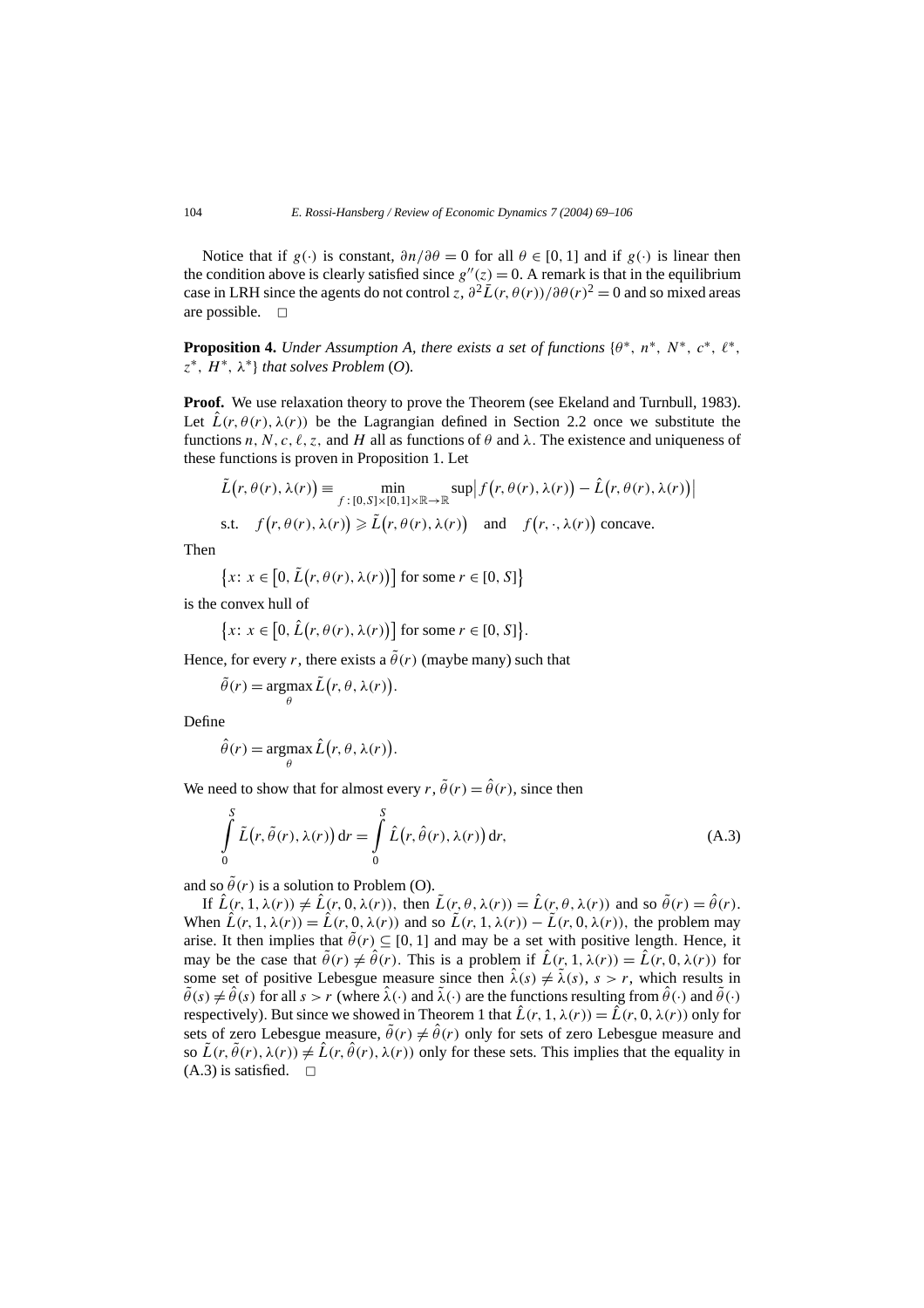Notice that if $g(\cdot)$ is constant, $\partial n/\partial\theta = 0$ for all $\theta \in [0,1]$ and if $g(\cdot)$ is linear then the condition above is clearly satisfied since $g''(z) = 0$. A remark is that in the equilibrium case in LRH since the agents do not control $z$, $\partial^2 \bar{L}(r, \theta(r))/\partial\theta(r)^2 = 0$ and so mixed areas are possible. □

**Proposition 4.** *Under Assumption A, there exists a set of functions* $\{\theta^*, n^*, N^*, c^*, \ell^*, z^*, H^*, \lambda^*\}$ *that solves Problem (O).*

**Proof.** We use relaxation theory to prove the Theorem (see Ekeland and Turnbull, 1983). Let $\hat{L}(r, \theta(r), \lambda(r))$ be the Lagrangian defined in Section 2.2 once we substitute the functions $n$, $N$, $c$, $\ell$, $z$, and $H$ all as functions of $\theta$ and $\lambda$. The existence and uniqueness of these functions is proven in Proposition 1. Let

$$\tilde{L}(r, \theta(r), \lambda(r)) \equiv \min_{f:[0,S]\times[0,1]\times\mathbb{R}\to\mathbb{R}} \sup\left| f(r, \theta(r), \lambda(r)) - \hat{L}(r, \theta(r), \lambda(r))\right|$$

$$\text{s.t.} \quad f(r, \theta(r), \lambda(r)) \geqslant \tilde{L}(r, \theta(r), \lambda(r)) \quad \text{and} \quad f(r, \cdot, \lambda(r)) \text{ concave.}$$

Then

$$\left\{x \colon x \in \left[0, \tilde{L}(r, \theta(r), \lambda(r))\right] \text{ for some } r \in [0, S]\right\}$$

is the convex hull of

$$\left\{x \colon x \in \left[0, \hat{L}(r, \theta(r), \lambda(r))\right] \text{ for some } r \in [0, S]\right\}.$$

Hence, for every $r$, there exists a $\tilde{\theta}(r)$ (maybe many) such that

$$\tilde{\theta}(r) = \operatorname*{argmax}_{\theta} \tilde{L}(r, \theta, \lambda(r)).$$

Define

$$\hat{\theta}(r) = \operatorname*{argmax}_{\theta} \hat{L}(r, \theta, \lambda(r)).$$

We need to show that for almost every $r$, $\tilde{\theta}(r) = \hat{\theta}(r)$, since then

$$\int_0^S \tilde{L}(r, \tilde{\theta}(r), \lambda(r))\,\mathrm{d}r = \int_0^S \hat{L}(r, \hat{\theta}(r), \lambda(r))\,\mathrm{d}r, \tag{A.3}$$

and so $\tilde{\theta}(r)$ is a solution to Problem (O).

If $\hat{L}(r, 1, \lambda(r)) \neq \hat{L}(r, 0, \lambda(r))$, then $\tilde{L}(r, \theta, \lambda(r)) = \hat{L}(r, \theta, \lambda(r))$ and so $\tilde{\theta}(r) = \hat{\theta}(r)$. When $\hat{L}(r, 1, \lambda(r)) = \hat{L}(r, 0, \lambda(r))$ and so $\tilde{L}(r, 1, \lambda(r)) - \tilde{L}(r, 0, \lambda(r))$, the problem may arise. It then implies that $\tilde{\theta}(r) \subseteq [0, 1]$ and may be a set with positive length. Hence, it may be the case that $\tilde{\theta}(r) \neq \hat{\theta}(r)$. This is a problem if $\hat{L}(r, 1, \lambda(r)) = \hat{L}(r, 0, \lambda(r))$ for some set of positive Lebesgue measure since then $\hat{\lambda}(s) \neq \tilde{\lambda}(s)$, $s > r$, which results in $\tilde{\theta}(s) \neq \hat{\theta}(s)$ for all $s > r$ (where $\hat{\lambda}(\cdot)$ and $\tilde{\lambda}(\cdot)$ are the functions resulting from $\hat{\theta}(\cdot)$ and $\tilde{\theta}(\cdot)$ respectively). But since we showed in Theorem 1 that $\hat{L}(r, 1, \lambda(r)) = \hat{L}(r, 0, \lambda(r))$ only for sets of zero Lebesgue measure, $\tilde{\theta}(r) \neq \hat{\theta}(r)$ only for sets of zero Lebesgue measure and so $\tilde{L}(r, \tilde{\theta}(r), \lambda(r)) \neq \hat{L}(r, \hat{\theta}(r), \lambda(r))$ only for these sets. This implies that the equality in (A.3) is satisfied. □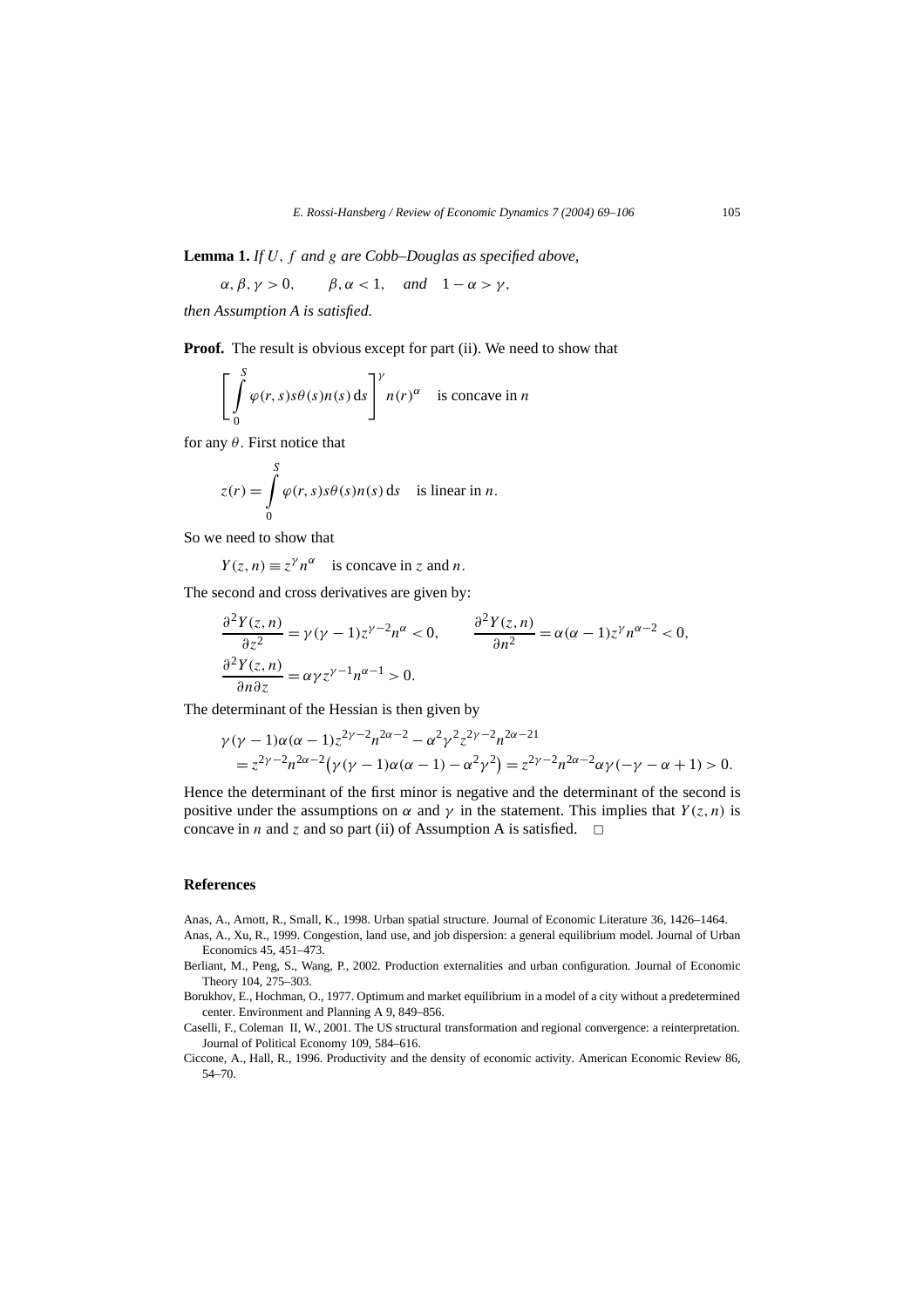**Lemma 1.** *If $U$, $f$ and $g$ are Cobb–Douglas as specified above,*

$$\alpha, \beta, \gamma > 0, \qquad \beta, \alpha < 1, \quad \textit{and} \quad 1 - \alpha > \gamma,$$

*then Assumption A is satisfied.*

**Proof.** The result is obvious except for part (ii). We need to show that

$$\left[ \int_0^S \varphi(r,s) s \theta(s) n(s) \, \mathrm{d}s \right]^\gamma n(r)^\alpha \quad \text{is concave in } n$$

for any $\theta$. First notice that

$$z(r) = \int_0^S \varphi(r,s) s \theta(s) n(s) \, \mathrm{d}s \quad \text{is linear in } n.$$

So we need to show that

$$Y(z,n) \equiv z^\gamma n^\alpha \quad \text{is concave in } z \text{ and } n.$$

The second and cross derivatives are given by:

$$\frac{\partial^2 Y(z,n)}{\partial z^2} = \gamma(\gamma - 1) z^{\gamma-2} n^\alpha < 0, \qquad \frac{\partial^2 Y(z,n)}{\partial n^2} = \alpha(\alpha - 1) z^\gamma n^{\alpha-2} < 0,$$
$$\frac{\partial^2 Y(z,n)}{\partial n \partial z} = \alpha \gamma z^{\gamma-1} n^{\alpha-1} > 0.$$

The determinant of the Hessian is then given by

$$\begin{aligned} &\gamma(\gamma - 1)\alpha(\alpha - 1) z^{2\gamma-2} n^{2\alpha-2} - \alpha^2 \gamma^2 z^{2\gamma-2} n^{2\alpha-21} \\ &\quad = z^{2\gamma-2} n^{2\alpha-2} \big( \gamma(\gamma - 1)\alpha(\alpha - 1) - \alpha^2 \gamma^2 \big) = z^{2\gamma-2} n^{2\alpha-2} \alpha\gamma(-\gamma - \alpha + 1) > 0. \end{aligned}$$

Hence the determinant of the first minor is negative and the determinant of the second is positive under the assumptions on $\alpha$ and $\gamma$ in the statement. This implies that $Y(z,n)$ is concave in $n$ and $z$ and so part (ii) of Assumption A is satisfied. □

## References

Anas, A., Arnott, R., Small, K., 1998. Urban spatial structure. Journal of Economic Literature 36, 1426–1464.

Anas, A., Xu, R., 1999. Congestion, land use, and job dispersion: a general equilibrium model. Journal of Urban Economics 45, 451–473.

Berliant, M., Peng, S., Wang, P., 2002. Production externalities and urban configuration. Journal of Economic Theory 104, 275–303.

Borukhov, E., Hochman, O., 1977. Optimum and market equilibrium in a model of a city without a predetermined center. Environment and Planning A 9, 849–856.

Caselli, F., Coleman II, W., 2001. The US structural transformation and regional convergence: a reinterpretation. Journal of Political Economy 109, 584–616.

Ciccone, A., Hall, R., 1996. Productivity and the density of economic activity. American Economic Review 86, 54–70.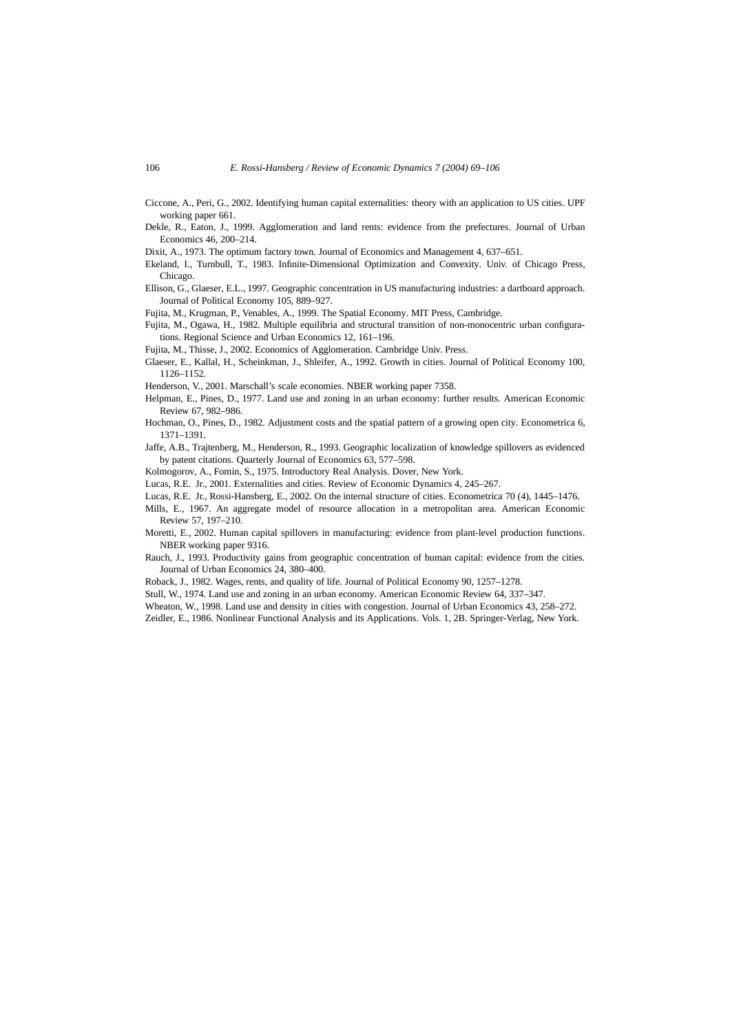Ciccone, A., Peri, G., 2002. Identifying human capital externalities: theory with an application to US cities. UPF working paper 661.

Dekle, R., Eaton, J., 1999. Agglomeration and land rents: evidence from the prefectures. Journal of Urban Economics 46, 200–214.

Dixit, A., 1973. The optimum factory town. Journal of Economics and Management 4, 637–651.

Ekeland, I., Turnbull, T., 1983. Infinite-Dimensional Optimization and Convexity. Univ. of Chicago Press, Chicago.

Ellison, G., Glaeser, E.L., 1997. Geographic concentration in US manufacturing industries: a dartboard approach. Journal of Political Economy 105, 889–927.

Fujita, M., Krugman, P., Venables, A., 1999. The Spatial Economy. MIT Press, Cambridge.

Fujita, M., Ogawa, H., 1982. Multiple equilibria and structural transition of non-monocentric urban configurations. Regional Science and Urban Economics 12, 161–196.

Fujita, M., Thisse, J., 2002. Economics of Agglomeration. Cambridge Univ. Press.

Glaeser, E., Kallal, H., Scheinkman, J., Shleifer, A., 1992. Growth in cities. Journal of Political Economy 100, 1126–1152.

Henderson, V., 2001. Marschall's scale economies. NBER working paper 7358.

Helpman, E., Pines, D., 1977. Land use and zoning in an urban economy: further results. American Economic Review 67, 982–986.

Hochman, O., Pines, D., 1982. Adjustment costs and the spatial pattern of a growing open city. Econometrica 6, 1371–1391.

Jaffe, A.B., Trajtenberg, M., Henderson, R., 1993. Geographic localization of knowledge spillovers as evidenced by patent citations. Quarterly Journal of Economics 63, 577–598.

Kolmogorov, A., Fomin, S., 1975. Introductory Real Analysis. Dover, New York.

Lucas, R.E. Jr., 2001. Externalities and cities. Review of Economic Dynamics 4, 245–267.

Lucas, R.E. Jr., Rossi-Hansberg, E., 2002. On the internal structure of cities. Econometrica 70 (4), 1445–1476.

Mills, E., 1967. An aggregate model of resource allocation in a metropolitan area. American Economic Review 57, 197–210.

Moretti, E., 2002. Human capital spillovers in manufacturing: evidence from plant-level production functions. NBER working paper 9316.

Rauch, J., 1993. Productivity gains from geographic concentration of human capital: evidence from the cities. Journal of Urban Economics 24, 380–400.

Roback, J., 1982. Wages, rents, and quality of life. Journal of Political Economy 90, 1257–1278.

Stull, W., 1974. Land use and zoning in an urban economy. American Economic Review 64, 337–347.

Wheaton, W., 1998. Land use and density in cities with congestion. Journal of Urban Economics 43, 258–272.

Zeidler, E., 1986. Nonlinear Functional Analysis and its Applications. Vols. 1, 2B. Springer-Verlag, New York.